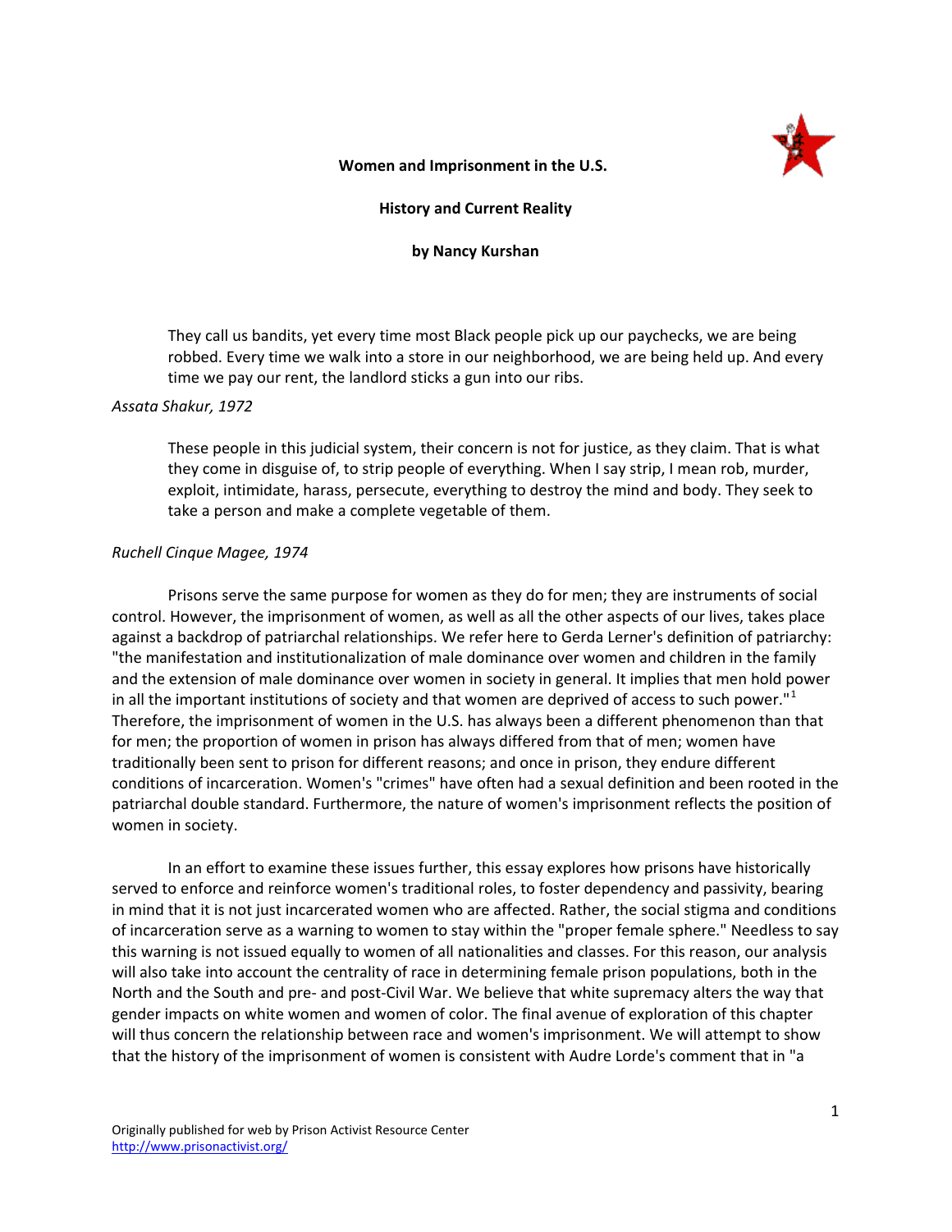# Women and Imprisonment in the U.S.

## History and Current Reality

### by Nancy Kurshan

> They call us bandits, yet every time most Black people pick up our paychecks, we are being robbed. Every time we walk into a store in our neighborhood, we are being held up. And every time we pay our rent, the landlord sticks a gun into our ribs.

*Assata Shakur, 1972*

> These people in this judicial system, their concern is not for justice, as they claim. That is what they come in disguise of, to strip people of everything. When I say strip, I mean rob, murder, exploit, intimidate, harass, persecute, everything to destroy the mind and body. They seek to take a person and make a complete vegetable of them.

*Ruchell Cinque Magee, 1974*

Prisons serve the same purpose for women as they do for men; they are instruments of social control. However, the imprisonment of women, as well as all the other aspects of our lives, takes place against a backdrop of patriarchal relationships. We refer here to Gerda Lerner's definition of patriarchy: "the manifestation and institutionalization of male dominance over women and children in the family and the extension of male dominance over women in society in general. It implies that men hold power in all the important institutions of society and that women are deprived of access to such power."[1] Therefore, the imprisonment of women in the U.S. has always been a different phenomenon than that for men; the proportion of women in prison has always differed from that of men; women have traditionally been sent to prison for different reasons; and once in prison, they endure different conditions of incarceration. Women's "crimes" have often had a sexual definition and been rooted in the patriarchal double standard. Furthermore, the nature of women's imprisonment reflects the position of women in society.

In an effort to examine these issues further, this essay explores how prisons have historically served to enforce and reinforce women's traditional roles, to foster dependency and passivity, bearing in mind that it is not just incarcerated women who are affected. Rather, the social stigma and conditions of incarceration serve as a warning to women to stay within the "proper female sphere." Needless to say this warning is not issued equally to women of all nationalities and classes. For this reason, our analysis will also take into account the centrality of race in determining female prison populations, both in the North and the South and pre- and post-Civil War. We believe that white supremacy alters the way that gender impacts on white women and women of color. The final avenue of exploration of this chapter will thus concern the relationship between race and women's imprisonment. We will attempt to show that the history of the imprisonment of women is consistent with Audre Lorde's comment that in "a

Originally published for web by Prison Activist Resource Center
http://www.prisonactivist.org/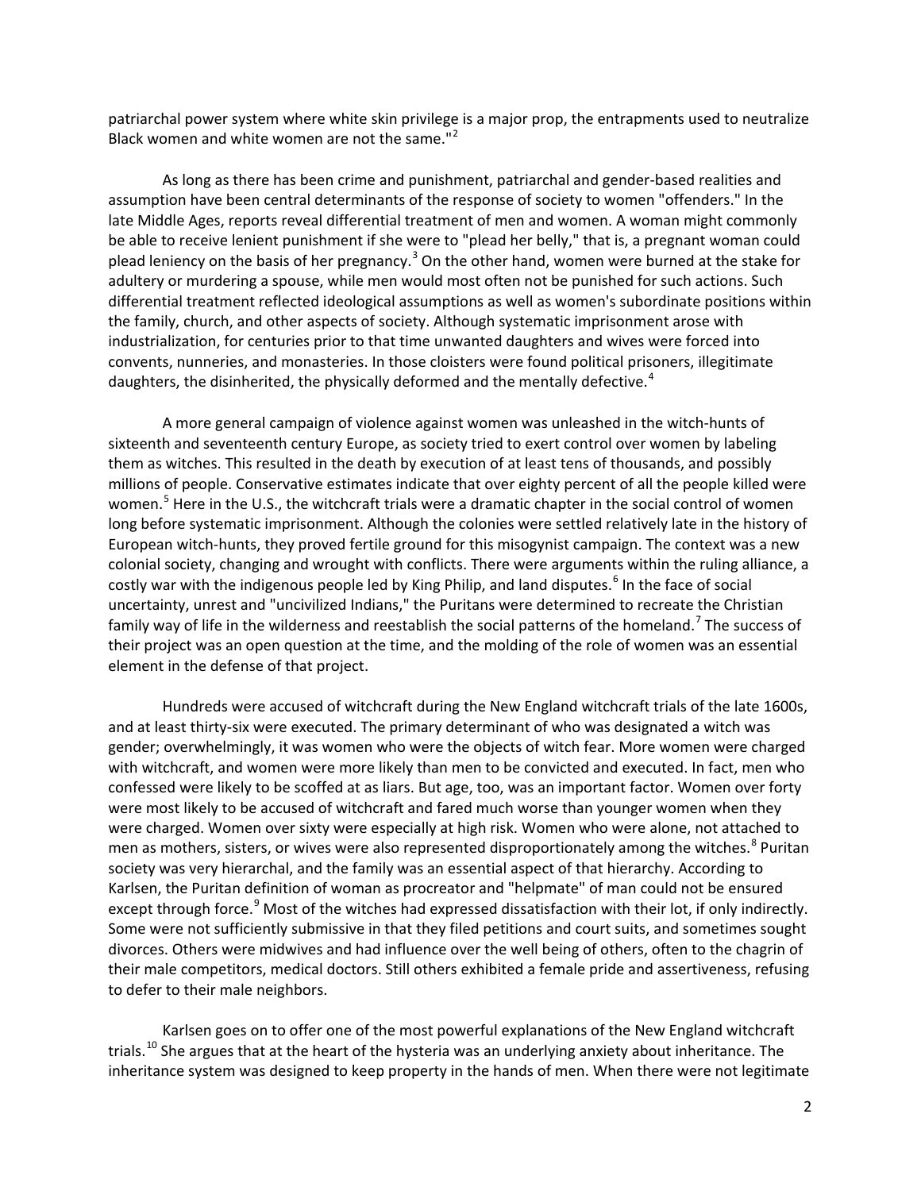patriarchal power system where white skin privilege is a major prop, the entrapments used to neutralize Black women and white women are not the same."[2]

As long as there has been crime and punishment, patriarchal and gender-based realities and assumption have been central determinants of the response of society to women "offenders." In the late Middle Ages, reports reveal differential treatment of men and women. A woman might commonly be able to receive lenient punishment if she were to "plead her belly," that is, a pregnant woman could plead leniency on the basis of her pregnancy.[3] On the other hand, women were burned at the stake for adultery or murdering a spouse, while men would most often not be punished for such actions. Such differential treatment reflected ideological assumptions as well as women's subordinate positions within the family, church, and other aspects of society. Although systematic imprisonment arose with industrialization, for centuries prior to that time unwanted daughters and wives were forced into convents, nunneries, and monasteries. In those cloisters were found political prisoners, illegitimate daughters, the disinherited, the physically deformed and the mentally defective.[4]

A more general campaign of violence against women was unleashed in the witch-hunts of sixteenth and seventeenth century Europe, as society tried to exert control over women by labeling them as witches. This resulted in the death by execution of at least tens of thousands, and possibly millions of people. Conservative estimates indicate that over eighty percent of all the people killed were women.[5] Here in the U.S., the witchcraft trials were a dramatic chapter in the social control of women long before systematic imprisonment. Although the colonies were settled relatively late in the history of European witch-hunts, they proved fertile ground for this misogynist campaign. The context was a new colonial society, changing and wrought with conflicts. There were arguments within the ruling alliance, a costly war with the indigenous people led by King Philip, and land disputes.[6] In the face of social uncertainty, unrest and "uncivilized Indians," the Puritans were determined to recreate the Christian family way of life in the wilderness and reestablish the social patterns of the homeland.[7] The success of their project was an open question at the time, and the molding of the role of women was an essential element in the defense of that project.

Hundreds were accused of witchcraft during the New England witchcraft trials of the late 1600s, and at least thirty-six were executed. The primary determinant of who was designated a witch was gender; overwhelmingly, it was women who were the objects of witch fear. More women were charged with witchcraft, and women were more likely than men to be convicted and executed. In fact, men who confessed were likely to be scoffed at as liars. But age, too, was an important factor. Women over forty were most likely to be accused of witchcraft and fared much worse than younger women when they were charged. Women over sixty were especially at high risk. Women who were alone, not attached to men as mothers, sisters, or wives were also represented disproportionately among the witches.[8] Puritan society was very hierarchal, and the family was an essential aspect of that hierarchy. According to Karlsen, the Puritan definition of woman as procreator and "helpmate" of man could not be ensured except through force.[9] Most of the witches had expressed dissatisfaction with their lot, if only indirectly. Some were not sufficiently submissive in that they filed petitions and court suits, and sometimes sought divorces. Others were midwives and had influence over the well being of others, often to the chagrin of their male competitors, medical doctors. Still others exhibited a female pride and assertiveness, refusing to defer to their male neighbors.

Karlsen goes on to offer one of the most powerful explanations of the New England witchcraft trials.[10] She argues that at the heart of the hysteria was an underlying anxiety about inheritance. The inheritance system was designed to keep property in the hands of men. When there were not legitimate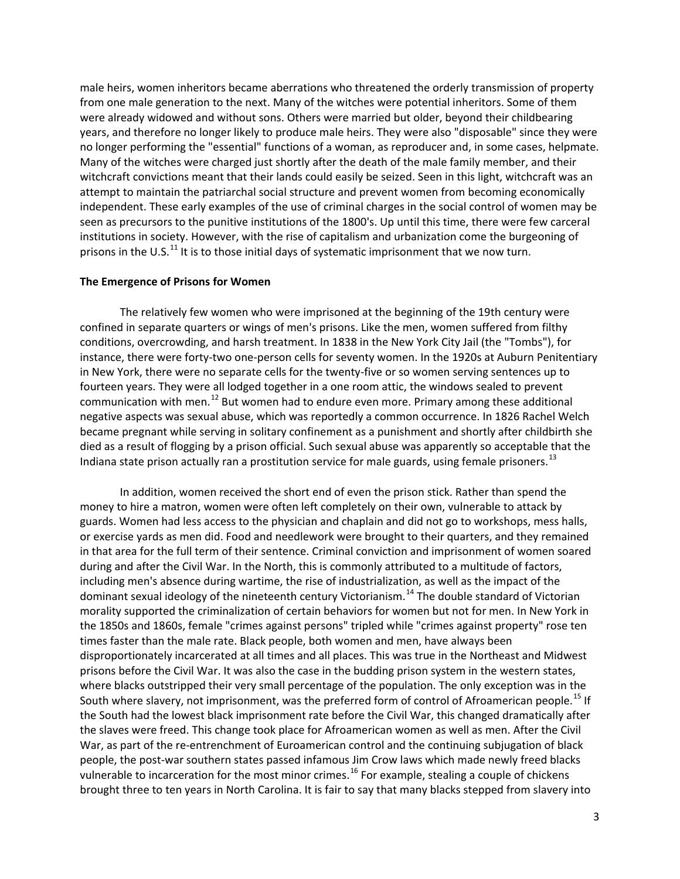male heirs, women inheritors became aberrations who threatened the orderly transmission of property from one male generation to the next. Many of the witches were potential inheritors. Some of them were already widowed and without sons. Others were married but older, beyond their childbearing years, and therefore no longer likely to produce male heirs. They were also "disposable" since they were no longer performing the "essential" functions of a woman, as reproducer and, in some cases, helpmate. Many of the witches were charged just shortly after the death of the male family member, and their witchcraft convictions meant that their lands could easily be seized. Seen in this light, witchcraft was an attempt to maintain the patriarchal social structure and prevent women from becoming economically independent. These early examples of the use of criminal charges in the social control of women may be seen as precursors to the punitive institutions of the 1800's. Up until this time, there were few carceral institutions in society. However, with the rise of capitalism and urbanization come the burgeoning of prisons in the U.S.[11] It is to those initial days of systematic imprisonment that we now turn.

**The Emergence of Prisons for Women**

The relatively few women who were imprisoned at the beginning of the 19th century were confined in separate quarters or wings of men's prisons. Like the men, women suffered from filthy conditions, overcrowding, and harsh treatment. In 1838 in the New York City Jail (the "Tombs"), for instance, there were forty-two one-person cells for seventy women. In the 1920s at Auburn Penitentiary in New York, there were no separate cells for the twenty-five or so women serving sentences up to fourteen years. They were all lodged together in a one room attic, the windows sealed to prevent communication with men.[12] But women had to endure even more. Primary among these additional negative aspects was sexual abuse, which was reportedly a common occurrence. In 1826 Rachel Welch became pregnant while serving in solitary confinement as a punishment and shortly after childbirth she died as a result of flogging by a prison official. Such sexual abuse was apparently so acceptable that the Indiana state prison actually ran a prostitution service for male guards, using female prisoners.[13]

In addition, women received the short end of even the prison stick. Rather than spend the money to hire a matron, women were often left completely on their own, vulnerable to attack by guards. Women had less access to the physician and chaplain and did not go to workshops, mess halls, or exercise yards as men did. Food and needlework were brought to their quarters, and they remained in that area for the full term of their sentence. Criminal conviction and imprisonment of women soared during and after the Civil War. In the North, this is commonly attributed to a multitude of factors, including men's absence during wartime, the rise of industrialization, as well as the impact of the dominant sexual ideology of the nineteenth century Victorianism.[14] The double standard of Victorian morality supported the criminalization of certain behaviors for women but not for men. In New York in the 1850s and 1860s, female "crimes against persons" tripled while "crimes against property" rose ten times faster than the male rate. Black people, both women and men, have always been disproportionately incarcerated at all times and all places. This was true in the Northeast and Midwest prisons before the Civil War. It was also the case in the budding prison system in the western states, where blacks outstripped their very small percentage of the population. The only exception was in the South where slavery, not imprisonment, was the preferred form of control of Afroamerican people.[15] If the South had the lowest black imprisonment rate before the Civil War, this changed dramatically after the slaves were freed. This change took place for Afroamerican women as well as men. After the Civil War, as part of the re-entrenchment of Euroamerican control and the continuing subjugation of black people, the post-war southern states passed infamous Jim Crow laws which made newly freed blacks vulnerable to incarceration for the most minor crimes.[16] For example, stealing a couple of chickens brought three to ten years in North Carolina. It is fair to say that many blacks stepped from slavery into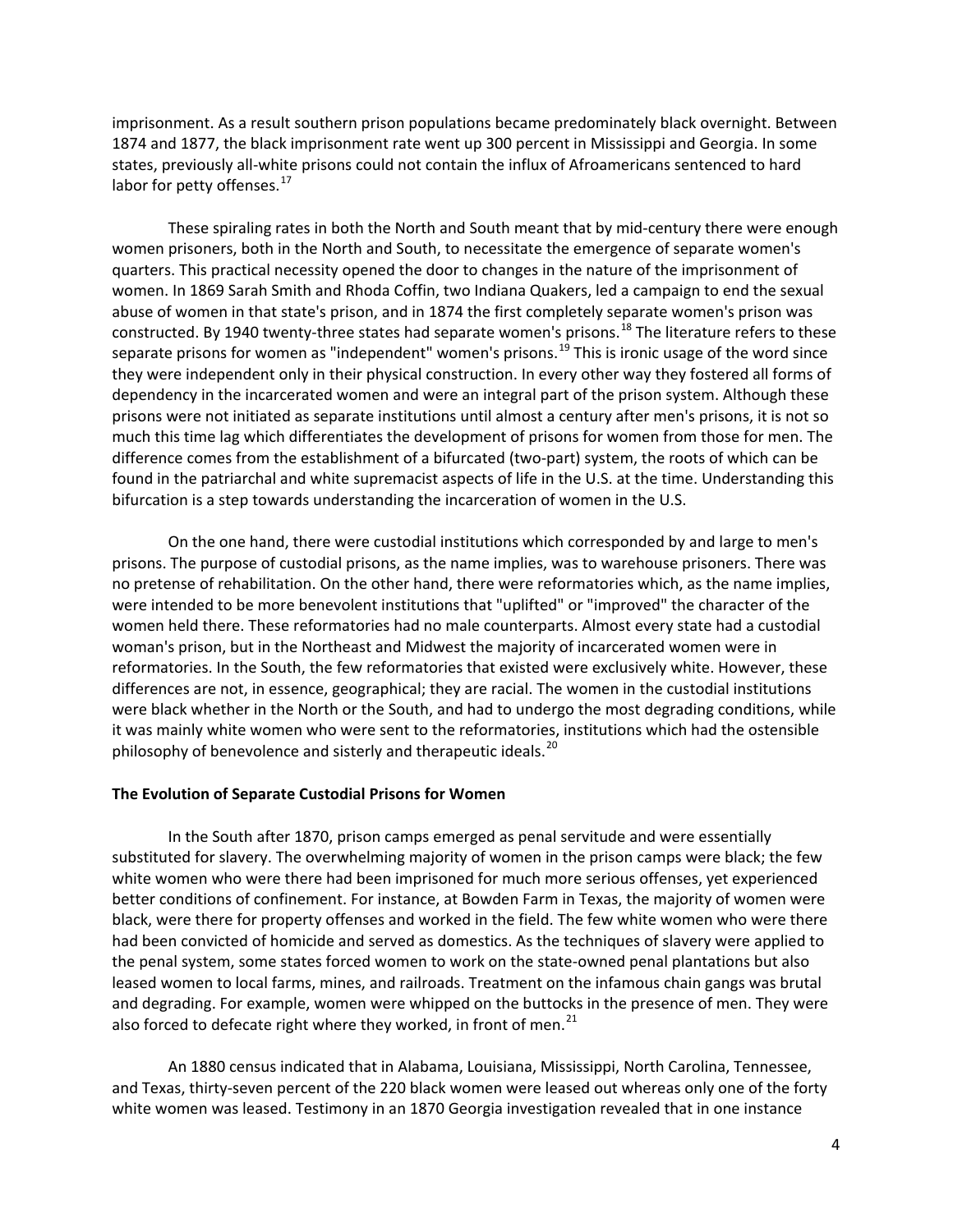imprisonment. As a result southern prison populations became predominately black overnight. Between 1874 and 1877, the black imprisonment rate went up 300 percent in Mississippi and Georgia. In some states, previously all-white prisons could not contain the influx of Afroamericans sentenced to hard labor for petty offenses.[17]

These spiraling rates in both the North and South meant that by mid-century there were enough women prisoners, both in the North and South, to necessitate the emergence of separate women's quarters. This practical necessity opened the door to changes in the nature of the imprisonment of women. In 1869 Sarah Smith and Rhoda Coffin, two Indiana Quakers, led a campaign to end the sexual abuse of women in that state's prison, and in 1874 the first completely separate women's prison was constructed. By 1940 twenty-three states had separate women's prisons.[18] The literature refers to these separate prisons for women as "independent" women's prisons.[19] This is ironic usage of the word since they were independent only in their physical construction. In every other way they fostered all forms of dependency in the incarcerated women and were an integral part of the prison system. Although these prisons were not initiated as separate institutions until almost a century after men's prisons, it is not so much this time lag which differentiates the development of prisons for women from those for men. The difference comes from the establishment of a bifurcated (two-part) system, the roots of which can be found in the patriarchal and white supremacist aspects of life in the U.S. at the time. Understanding this bifurcation is a step towards understanding the incarceration of women in the U.S.

On the one hand, there were custodial institutions which corresponded by and large to men's prisons. The purpose of custodial prisons, as the name implies, was to warehouse prisoners. There was no pretense of rehabilitation. On the other hand, there were reformatories which, as the name implies, were intended to be more benevolent institutions that "uplifted" or "improved" the character of the women held there. These reformatories had no male counterparts. Almost every state had a custodial woman's prison, but in the Northeast and Midwest the majority of incarcerated women were in reformatories. In the South, the few reformatories that existed were exclusively white. However, these differences are not, in essence, geographical; they are racial. The women in the custodial institutions were black whether in the North or the South, and had to undergo the most degrading conditions, while it was mainly white women who were sent to the reformatories, institutions which had the ostensible philosophy of benevolence and sisterly and therapeutic ideals.[20]

**The Evolution of Separate Custodial Prisons for Women**

In the South after 1870, prison camps emerged as penal servitude and were essentially substituted for slavery. The overwhelming majority of women in the prison camps were black; the few white women who were there had been imprisoned for much more serious offenses, yet experienced better conditions of confinement. For instance, at Bowden Farm in Texas, the majority of women were black, were there for property offenses and worked in the field. The few white women who were there had been convicted of homicide and served as domestics. As the techniques of slavery were applied to the penal system, some states forced women to work on the state-owned penal plantations but also leased women to local farms, mines, and railroads. Treatment on the infamous chain gangs was brutal and degrading. For example, women were whipped on the buttocks in the presence of men. They were also forced to defecate right where they worked, in front of men.[21]

An 1880 census indicated that in Alabama, Louisiana, Mississippi, North Carolina, Tennessee, and Texas, thirty-seven percent of the 220 black women were leased out whereas only one of the forty white women was leased. Testimony in an 1870 Georgia investigation revealed that in one instance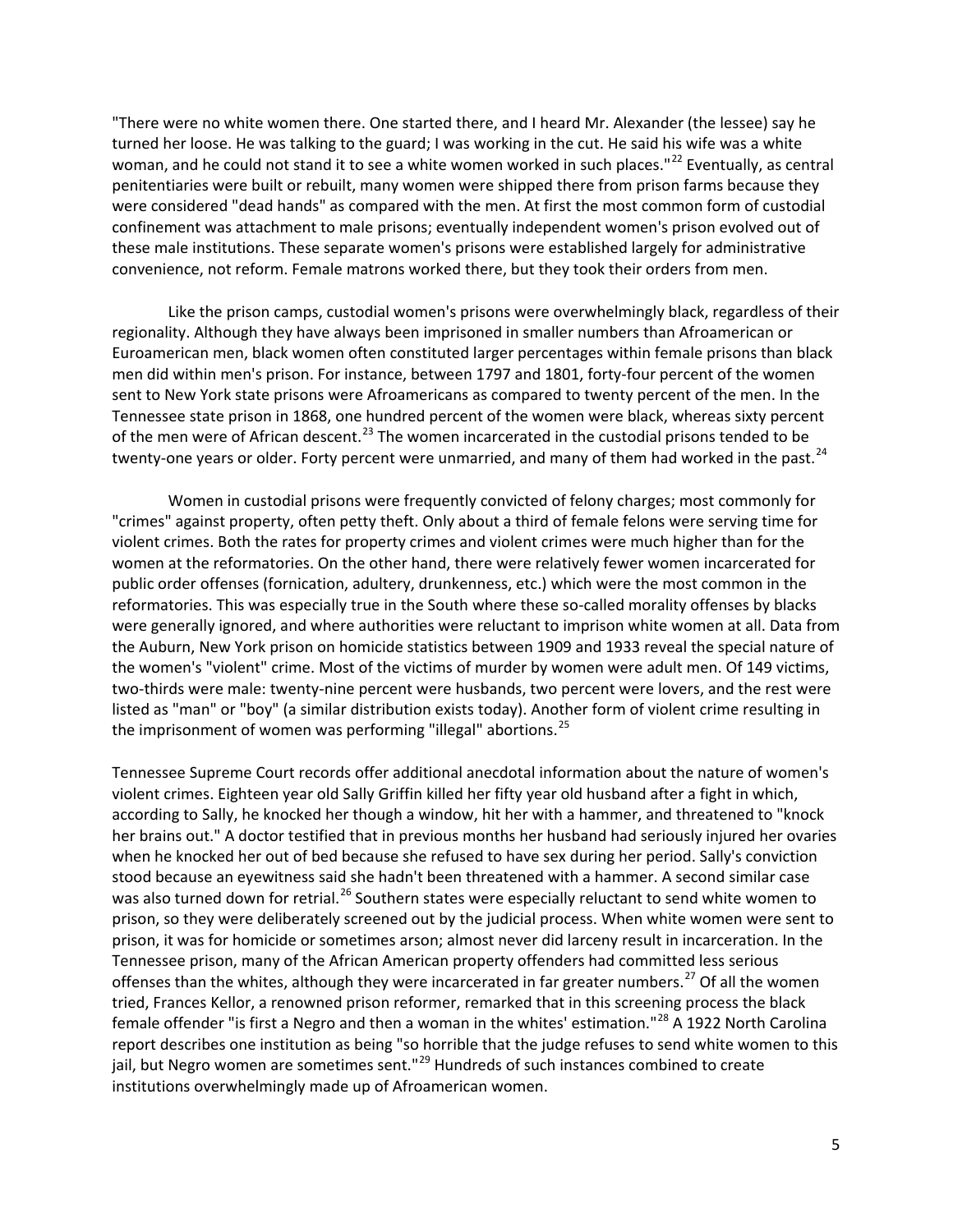"There were no white women there. One started there, and I heard Mr. Alexander (the lessee) say he turned her loose. He was talking to the guard; I was working in the cut. He said his wife was a white woman, and he could not stand it to see a white women worked in such places."[22] Eventually, as central penitentiaries were built or rebuilt, many women were shipped there from prison farms because they were considered "dead hands" as compared with the men. At first the most common form of custodial confinement was attachment to male prisons; eventually independent women's prison evolved out of these male institutions. These separate women's prisons were established largely for administrative convenience, not reform. Female matrons worked there, but they took their orders from men.

Like the prison camps, custodial women's prisons were overwhelmingly black, regardless of their regionality. Although they have always been imprisoned in smaller numbers than Afroamerican or Euroamerican men, black women often constituted larger percentages within female prisons than black men did within men's prison. For instance, between 1797 and 1801, forty-four percent of the women sent to New York state prisons were Afroamericans as compared to twenty percent of the men. In the Tennessee state prison in 1868, one hundred percent of the women were black, whereas sixty percent of the men were of African descent.[23] The women incarcerated in the custodial prisons tended to be twenty-one years or older. Forty percent were unmarried, and many of them had worked in the past.[24]

Women in custodial prisons were frequently convicted of felony charges; most commonly for "crimes" against property, often petty theft. Only about a third of female felons were serving time for violent crimes. Both the rates for property crimes and violent crimes were much higher than for the women at the reformatories. On the other hand, there were relatively fewer women incarcerated for public order offenses (fornication, adultery, drunkenness, etc.) which were the most common in the reformatories. This was especially true in the South where these so-called morality offenses by blacks were generally ignored, and where authorities were reluctant to imprison white women at all. Data from the Auburn, New York prison on homicide statistics between 1909 and 1933 reveal the special nature of the women's "violent" crime. Most of the victims of murder by women were adult men. Of 149 victims, two-thirds were male: twenty-nine percent were husbands, two percent were lovers, and the rest were listed as "man" or "boy" (a similar distribution exists today). Another form of violent crime resulting in the imprisonment of women was performing "illegal" abortions.[25]

Tennessee Supreme Court records offer additional anecdotal information about the nature of women's violent crimes. Eighteen year old Sally Griffin killed her fifty year old husband after a fight in which, according to Sally, he knocked her though a window, hit her with a hammer, and threatened to "knock her brains out." A doctor testified that in previous months her husband had seriously injured her ovaries when he knocked her out of bed because she refused to have sex during her period. Sally's conviction stood because an eyewitness said she hadn't been threatened with a hammer. A second similar case was also turned down for retrial.[26] Southern states were especially reluctant to send white women to prison, so they were deliberately screened out by the judicial process. When white women were sent to prison, it was for homicide or sometimes arson; almost never did larceny result in incarceration. In the Tennessee prison, many of the African American property offenders had committed less serious offenses than the whites, although they were incarcerated in far greater numbers.[27] Of all the women tried, Frances Kellor, a renowned prison reformer, remarked that in this screening process the black female offender "is first a Negro and then a woman in the whites' estimation."[28] A 1922 North Carolina report describes one institution as being "so horrible that the judge refuses to send white women to this jail, but Negro women are sometimes sent."[29] Hundreds of such instances combined to create institutions overwhelmingly made up of Afroamerican women.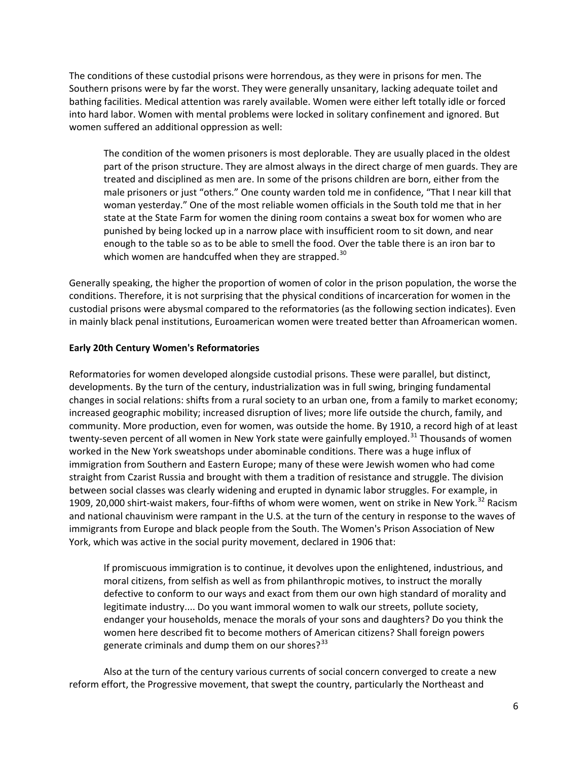The conditions of these custodial prisons were horrendous, as they were in prisons for men. The Southern prisons were by far the worst. They were generally unsanitary, lacking adequate toilet and bathing facilities. Medical attention was rarely available. Women were either left totally idle or forced into hard labor. Women with mental problems were locked in solitary confinement and ignored. But women suffered an additional oppression as well:

> The condition of the women prisoners is most deplorable. They are usually placed in the oldest part of the prison structure. They are almost always in the direct charge of men guards. They are treated and disciplined as men are. In some of the prisons children are born, either from the male prisoners or just "others." One county warden told me in confidence, "That I near kill that woman yesterday." One of the most reliable women officials in the South told me that in her state at the State Farm for women the dining room contains a sweat box for women who are punished by being locked up in a narrow place with insufficient room to sit down, and near enough to the table so as to be able to smell the food. Over the table there is an iron bar to which women are handcuffed when they are strapped.[30]

Generally speaking, the higher the proportion of women of color in the prison population, the worse the conditions. Therefore, it is not surprising that the physical conditions of incarceration for women in the custodial prisons were abysmal compared to the reformatories (as the following section indicates). Even in mainly black penal institutions, Euroamerican women were treated better than Afroamerican women.

**Early 20th Century Women's Reformatories**

Reformatories for women developed alongside custodial prisons. These were parallel, but distinct, developments. By the turn of the century, industrialization was in full swing, bringing fundamental changes in social relations: shifts from a rural society to an urban one, from a family to market economy; increased geographic mobility; increased disruption of lives; more life outside the church, family, and community. More production, even for women, was outside the home. By 1910, a record high of at least twenty-seven percent of all women in New York state were gainfully employed.[31] Thousands of women worked in the New York sweatshops under abominable conditions. There was a huge influx of immigration from Southern and Eastern Europe; many of these were Jewish women who had come straight from Czarist Russia and brought with them a tradition of resistance and struggle. The division between social classes was clearly widening and erupted in dynamic labor struggles. For example, in 1909, 20,000 shirt-waist makers, four-fifths of whom were women, went on strike in New York.[32] Racism and national chauvinism were rampant in the U.S. at the turn of the century in response to the waves of immigrants from Europe and black people from the South. The Women's Prison Association of New York, which was active in the social purity movement, declared in 1906 that:

> If promiscuous immigration is to continue, it devolves upon the enlightened, industrious, and moral citizens, from selfish as well as from philanthropic motives, to instruct the morally defective to conform to our ways and exact from them our own high standard of morality and legitimate industry.... Do you want immoral women to walk our streets, pollute society, endanger your households, menace the morals of your sons and daughters? Do you think the women here described fit to become mothers of American citizens? Shall foreign powers generate criminals and dump them on our shores?[33]

Also at the turn of the century various currents of social concern converged to create a new reform effort, the Progressive movement, that swept the country, particularly the Northeast and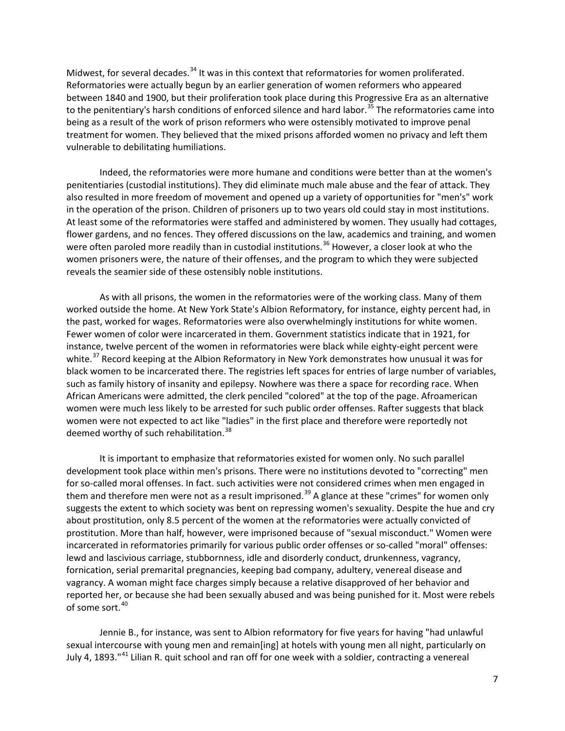Midwest, for several decades.[34] It was in this context that reformatories for women proliferated. Reformatories were actually begun by an earlier generation of women reformers who appeared between 1840 and 1900, but their proliferation took place during this Progressive Era as an alternative to the penitentiary's harsh conditions of enforced silence and hard labor.[35] The reformatories came into being as a result of the work of prison reformers who were ostensibly motivated to improve penal treatment for women. They believed that the mixed prisons afforded women no privacy and left them vulnerable to debilitating humiliations.

Indeed, the reformatories were more humane and conditions were better than at the women's penitentiaries (custodial institutions). They did eliminate much male abuse and the fear of attack. They also resulted in more freedom of movement and opened up a variety of opportunities for "men's" work in the operation of the prison. Children of prisoners up to two years old could stay in most institutions. At least some of the reformatories were staffed and administered by women. They usually had cottages, flower gardens, and no fences. They offered discussions on the law, academics and training, and women were often paroled more readily than in custodial institutions.[36] However, a closer look at who the women prisoners were, the nature of their offenses, and the program to which they were subjected reveals the seamier side of these ostensibly noble institutions.

As with all prisons, the women in the reformatories were of the working class. Many of them worked outside the home. At New York State's Albion Reformatory, for instance, eighty percent had, in the past, worked for wages. Reformatories were also overwhelmingly institutions for white women. Fewer women of color were incarcerated in them. Government statistics indicate that in 1921, for instance, twelve percent of the women in reformatories were black while eighty-eight percent were white.[37] Record keeping at the Albion Reformatory in New York demonstrates how unusual it was for black women to be incarcerated there. The registries left spaces for entries of large number of variables, such as family history of insanity and epilepsy. Nowhere was there a space for recording race. When African Americans were admitted, the clerk penciled "colored" at the top of the page. Afroamerican women were much less likely to be arrested for such public order offenses. Rafter suggests that black women were not expected to act like "ladies" in the first place and therefore were reportedly not deemed worthy of such rehabilitation.[38]

It is important to emphasize that reformatories existed for women only. No such parallel development took place within men's prisons. There were no institutions devoted to "correcting" men for so-called moral offenses. In fact. such activities were not considered crimes when men engaged in them and therefore men were not as a result imprisoned.[39] A glance at these "crimes" for women only suggests the extent to which society was bent on repressing women's sexuality. Despite the hue and cry about prostitution, only 8.5 percent of the women at the reformatories were actually convicted of prostitution. More than half, however, were imprisoned because of "sexual misconduct." Women were incarcerated in reformatories primarily for various public order offenses or so-called "moral" offenses: lewd and lascivious carriage, stubbornness, idle and disorderly conduct, drunkenness, vagrancy, fornication, serial premarital pregnancies, keeping bad company, adultery, venereal disease and vagrancy. A woman might face charges simply because a relative disapproved of her behavior and reported her, or because she had been sexually abused and was being punished for it. Most were rebels of some sort.[40]

Jennie B., for instance, was sent to Albion reformatory for five years for having "had unlawful sexual intercourse with young men and remain[ing] at hotels with young men all night, particularly on July 4, 1893."[41] Lilian R. quit school and ran off for one week with a soldier, contracting a venereal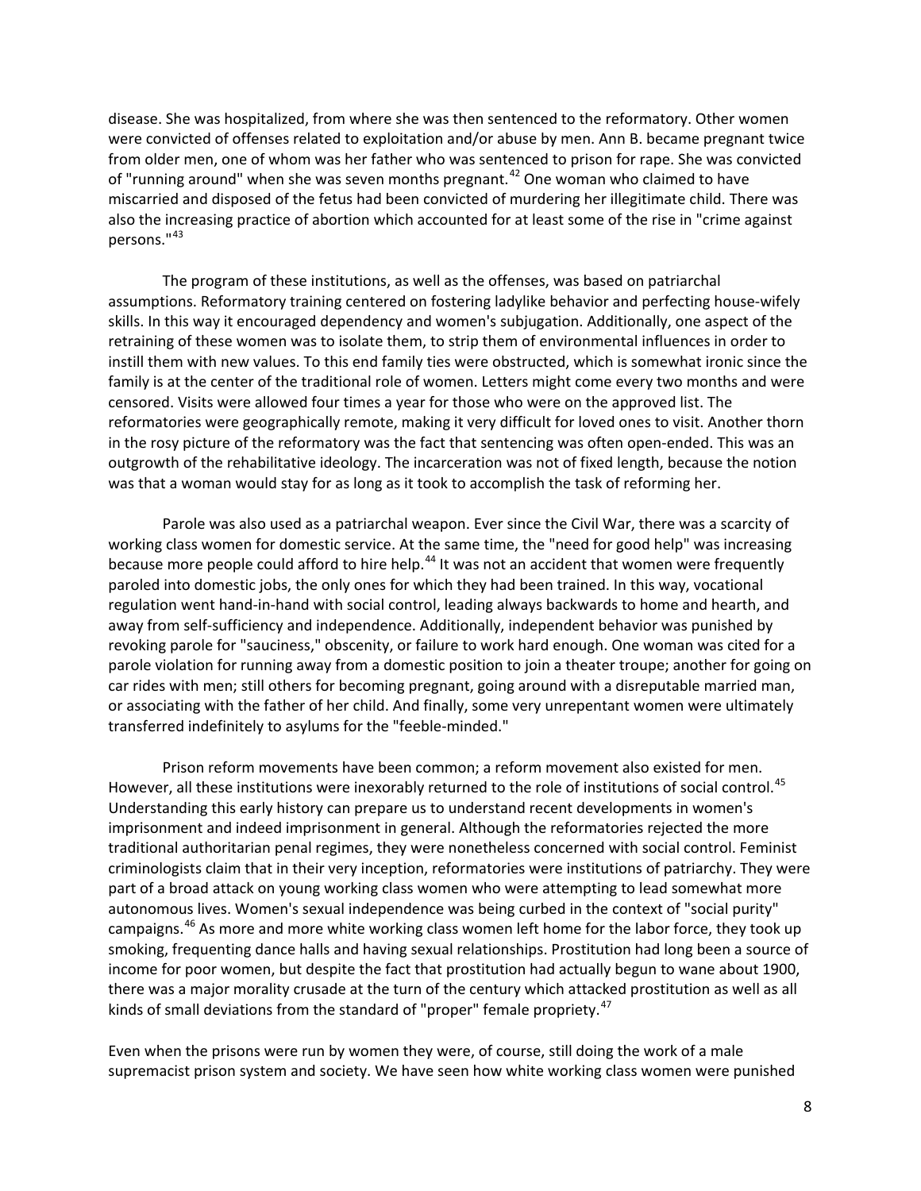disease. She was hospitalized, from where she was then sentenced to the reformatory. Other women were convicted of offenses related to exploitation and/or abuse by men. Ann B. became pregnant twice from older men, one of whom was her father who was sentenced to prison for rape. She was convicted of "running around" when she was seven months pregnant.[42] One woman who claimed to have miscarried and disposed of the fetus had been convicted of murdering her illegitimate child. There was also the increasing practice of abortion which accounted for at least some of the rise in "crime against persons."[43]

The program of these institutions, as well as the offenses, was based on patriarchal assumptions. Reformatory training centered on fostering ladylike behavior and perfecting house-wifely skills. In this way it encouraged dependency and women's subjugation. Additionally, one aspect of the retraining of these women was to isolate them, to strip them of environmental influences in order to instill them with new values. To this end family ties were obstructed, which is somewhat ironic since the family is at the center of the traditional role of women. Letters might come every two months and were censored. Visits were allowed four times a year for those who were on the approved list. The reformatories were geographically remote, making it very difficult for loved ones to visit. Another thorn in the rosy picture of the reformatory was the fact that sentencing was often open-ended. This was an outgrowth of the rehabilitative ideology. The incarceration was not of fixed length, because the notion was that a woman would stay for as long as it took to accomplish the task of reforming her.

Parole was also used as a patriarchal weapon. Ever since the Civil War, there was a scarcity of working class women for domestic service. At the same time, the "need for good help" was increasing because more people could afford to hire help.[44] It was not an accident that women were frequently paroled into domestic jobs, the only ones for which they had been trained. In this way, vocational regulation went hand-in-hand with social control, leading always backwards to home and hearth, and away from self-sufficiency and independence. Additionally, independent behavior was punished by revoking parole for "sauciness," obscenity, or failure to work hard enough. One woman was cited for a parole violation for running away from a domestic position to join a theater troupe; another for going on car rides with men; still others for becoming pregnant, going around with a disreputable married man, or associating with the father of her child. And finally, some very unrepentant women were ultimately transferred indefinitely to asylums for the "feeble-minded."

Prison reform movements have been common; a reform movement also existed for men. However, all these institutions were inexorably returned to the role of institutions of social control.[45] Understanding this early history can prepare us to understand recent developments in women's imprisonment and indeed imprisonment in general. Although the reformatories rejected the more traditional authoritarian penal regimes, they were nonetheless concerned with social control. Feminist criminologists claim that in their very inception, reformatories were institutions of patriarchy. They were part of a broad attack on young working class women who were attempting to lead somewhat more autonomous lives. Women's sexual independence was being curbed in the context of "social purity" campaigns.[46] As more and more white working class women left home for the labor force, they took up smoking, frequenting dance halls and having sexual relationships. Prostitution had long been a source of income for poor women, but despite the fact that prostitution had actually begun to wane about 1900, there was a major morality crusade at the turn of the century which attacked prostitution as well as all kinds of small deviations from the standard of "proper" female propriety.[47]

Even when the prisons were run by women they were, of course, still doing the work of a male supremacist prison system and society. We have seen how white working class women were punished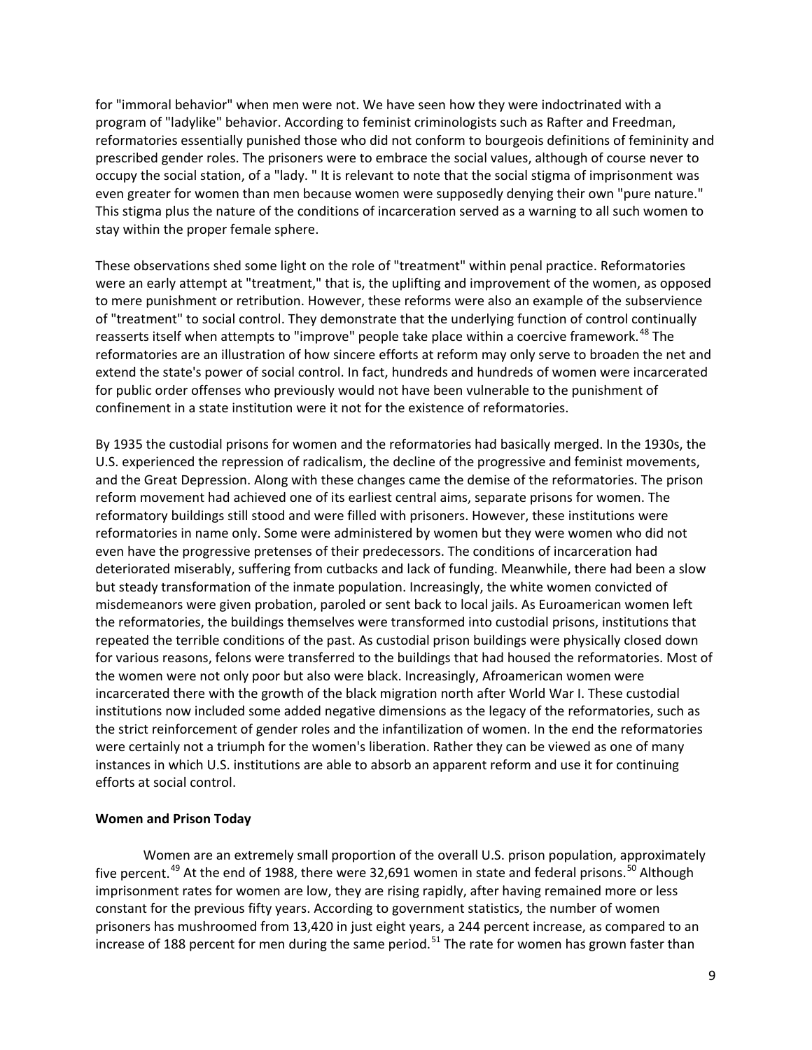for "immoral behavior" when men were not. We have seen how they were indoctrinated with a program of "ladylike" behavior. According to feminist criminologists such as Rafter and Freedman, reformatories essentially punished those who did not conform to bourgeois definitions of femininity and prescribed gender roles. The prisoners were to embrace the social values, although of course never to occupy the social station, of a "lady. " It is relevant to note that the social stigma of imprisonment was even greater for women than men because women were supposedly denying their own "pure nature." This stigma plus the nature of the conditions of incarceration served as a warning to all such women to stay within the proper female sphere.

These observations shed some light on the role of "treatment" within penal practice. Reformatories were an early attempt at "treatment," that is, the uplifting and improvement of the women, as opposed to mere punishment or retribution. However, these reforms were also an example of the subservience of "treatment" to social control. They demonstrate that the underlying function of control continually reasserts itself when attempts to "improve" people take place within a coercive framework.[48] The reformatories are an illustration of how sincere efforts at reform may only serve to broaden the net and extend the state's power of social control. In fact, hundreds and hundreds of women were incarcerated for public order offenses who previously would not have been vulnerable to the punishment of confinement in a state institution were it not for the existence of reformatories.

By 1935 the custodial prisons for women and the reformatories had basically merged. In the 1930s, the U.S. experienced the repression of radicalism, the decline of the progressive and feminist movements, and the Great Depression. Along with these changes came the demise of the reformatories. The prison reform movement had achieved one of its earliest central aims, separate prisons for women. The reformatory buildings still stood and were filled with prisoners. However, these institutions were reformatories in name only. Some were administered by women but they were women who did not even have the progressive pretenses of their predecessors. The conditions of incarceration had deteriorated miserably, suffering from cutbacks and lack of funding. Meanwhile, there had been a slow but steady transformation of the inmate population. Increasingly, the white women convicted of misdemeanors were given probation, paroled or sent back to local jails. As Euroamerican women left the reformatories, the buildings themselves were transformed into custodial prisons, institutions that repeated the terrible conditions of the past. As custodial prison buildings were physically closed down for various reasons, felons were transferred to the buildings that had housed the reformatories. Most of the women were not only poor but also were black. Increasingly, Afroamerican women were incarcerated there with the growth of the black migration north after World War I. These custodial institutions now included some added negative dimensions as the legacy of the reformatories, such as the strict reinforcement of gender roles and the infantilization of women. In the end the reformatories were certainly not a triumph for the women's liberation. Rather they can be viewed as one of many instances in which U.S. institutions are able to absorb an apparent reform and use it for continuing efforts at social control.

**Women and Prison Today**

Women are an extremely small proportion of the overall U.S. prison population, approximately five percent.[49] At the end of 1988, there were 32,691 women in state and federal prisons.[50] Although imprisonment rates for women are low, they are rising rapidly, after having remained more or less constant for the previous fifty years. According to government statistics, the number of women prisoners has mushroomed from 13,420 in just eight years, a 244 percent increase, as compared to an increase of 188 percent for men during the same period.[51] The rate for women has grown faster than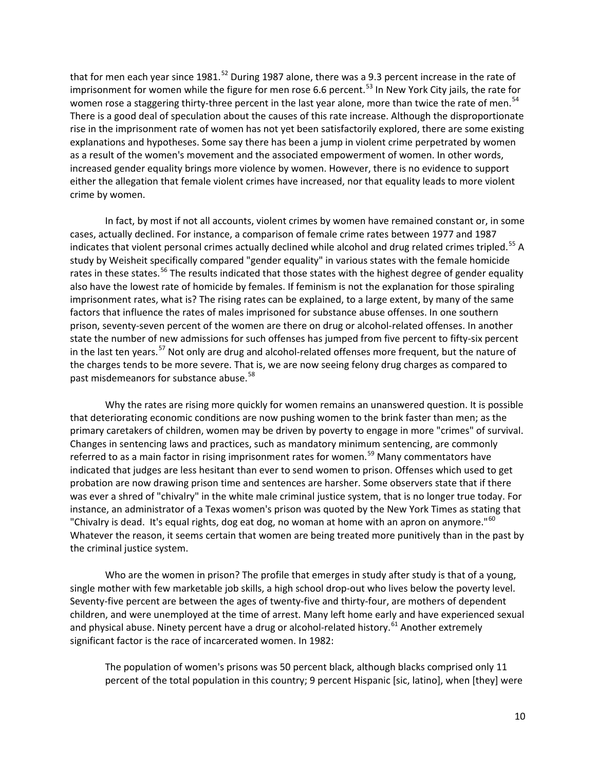that for men each year since 1981.[52] During 1987 alone, there was a 9.3 percent increase in the rate of imprisonment for women while the figure for men rose 6.6 percent.[53] In New York City jails, the rate for women rose a staggering thirty-three percent in the last year alone, more than twice the rate of men.[54] There is a good deal of speculation about the causes of this rate increase. Although the disproportionate rise in the imprisonment rate of women has not yet been satisfactorily explored, there are some existing explanations and hypotheses. Some say there has been a jump in violent crime perpetrated by women as a result of the women's movement and the associated empowerment of women. In other words, increased gender equality brings more violence by women. However, there is no evidence to support either the allegation that female violent crimes have increased, nor that equality leads to more violent crime by women.

In fact, by most if not all accounts, violent crimes by women have remained constant or, in some cases, actually declined. For instance, a comparison of female crime rates between 1977 and 1987 indicates that violent personal crimes actually declined while alcohol and drug related crimes tripled.[55] A study by Weisheit specifically compared "gender equality" in various states with the female homicide rates in these states.[56] The results indicated that those states with the highest degree of gender equality also have the lowest rate of homicide by females. If feminism is not the explanation for those spiraling imprisonment rates, what is? The rising rates can be explained, to a large extent, by many of the same factors that influence the rates of males imprisoned for substance abuse offenses. In one southern prison, seventy-seven percent of the women are there on drug or alcohol-related offenses. In another state the number of new admissions for such offenses has jumped from five percent to fifty-six percent in the last ten years.[57] Not only are drug and alcohol-related offenses more frequent, but the nature of the charges tends to be more severe. That is, we are now seeing felony drug charges as compared to past misdemeanors for substance abuse.[58]

Why the rates are rising more quickly for women remains an unanswered question. It is possible that deteriorating economic conditions are now pushing women to the brink faster than men; as the primary caretakers of children, women may be driven by poverty to engage in more "crimes" of survival. Changes in sentencing laws and practices, such as mandatory minimum sentencing, are commonly referred to as a main factor in rising imprisonment rates for women.[59] Many commentators have indicated that judges are less hesitant than ever to send women to prison. Offenses which used to get probation are now drawing prison time and sentences are harsher. Some observers state that if there was ever a shred of "chivalry" in the white male criminal justice system, that is no longer true today. For instance, an administrator of a Texas women's prison was quoted by the New York Times as stating that "Chivalry is dead. It's equal rights, dog eat dog, no woman at home with an apron on anymore."[60] Whatever the reason, it seems certain that women are being treated more punitively than in the past by the criminal justice system.

Who are the women in prison? The profile that emerges in study after study is that of a young, single mother with few marketable job skills, a high school drop-out who lives below the poverty level. Seventy-five percent are between the ages of twenty-five and thirty-four, are mothers of dependent children, and were unemployed at the time of arrest. Many left home early and have experienced sexual and physical abuse. Ninety percent have a drug or alcohol-related history.[61] Another extremely significant factor is the race of incarcerated women. In 1982:

> The population of women's prisons was 50 percent black, although blacks comprised only 11 percent of the total population in this country; 9 percent Hispanic [sic, latino], when [they] were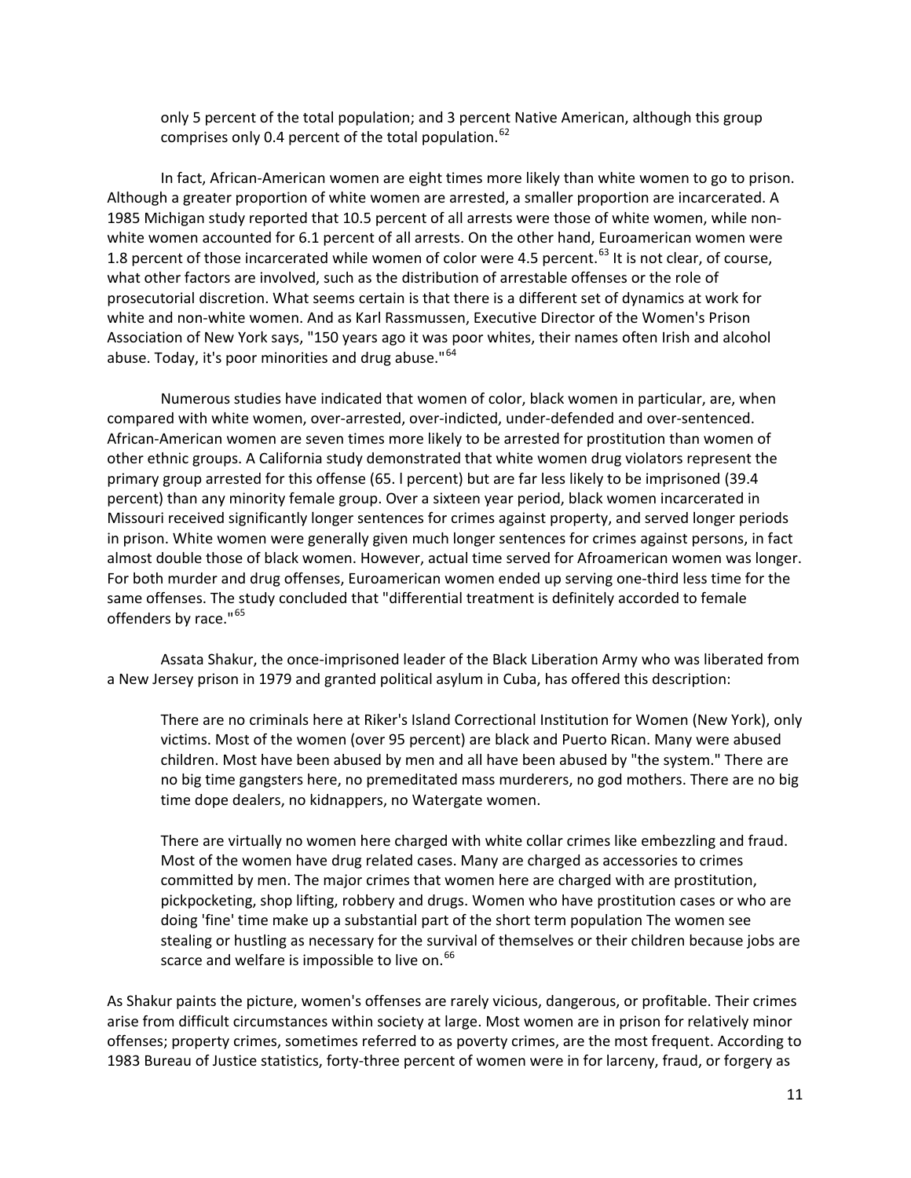only 5 percent of the total population; and 3 percent Native American, although this group comprises only 0.4 percent of the total population.[62]

In fact, African-American women are eight times more likely than white women to go to prison. Although a greater proportion of white women are arrested, a smaller proportion are incarcerated. A 1985 Michigan study reported that 10.5 percent of all arrests were those of white women, while non-white women accounted for 6.1 percent of all arrests. On the other hand, Euroamerican women were 1.8 percent of those incarcerated while women of color were 4.5 percent.[63] It is not clear, of course, what other factors are involved, such as the distribution of arrestable offenses or the role of prosecutorial discretion. What seems certain is that there is a different set of dynamics at work for white and non-white women. And as Karl Rassmussen, Executive Director of the Women's Prison Association of New York says, "150 years ago it was poor whites, their names often Irish and alcohol abuse. Today, it's poor minorities and drug abuse."[64]

Numerous studies have indicated that women of color, black women in particular, are, when compared with white women, over-arrested, over-indicted, under-defended and over-sentenced. African-American women are seven times more likely to be arrested for prostitution than women of other ethnic groups. A California study demonstrated that white women drug violators represent the primary group arrested for this offense (65. l percent) but are far less likely to be imprisoned (39.4 percent) than any minority female group. Over a sixteen year period, black women incarcerated in Missouri received significantly longer sentences for crimes against property, and served longer periods in prison. White women were generally given much longer sentences for crimes against persons, in fact almost double those of black women. However, actual time served for Afroamerican women was longer. For both murder and drug offenses, Euroamerican women ended up serving one-third less time for the same offenses. The study concluded that "differential treatment is definitely accorded to female offenders by race."[65]

Assata Shakur, the once-imprisoned leader of the Black Liberation Army who was liberated from a New Jersey prison in 1979 and granted political asylum in Cuba, has offered this description:

> There are no criminals here at Riker's Island Correctional Institution for Women (New York), only victims. Most of the women (over 95 percent) are black and Puerto Rican. Many were abused children. Most have been abused by men and all have been abused by "the system." There are no big time gangsters here, no premeditated mass murderers, no god mothers. There are no big time dope dealers, no kidnappers, no Watergate women.
>
> There are virtually no women here charged with white collar crimes like embezzling and fraud. Most of the women have drug related cases. Many are charged as accessories to crimes committed by men. The major crimes that women here are charged with are prostitution, pickpocketing, shop lifting, robbery and drugs. Women who have prostitution cases or who are doing 'fine' time make up a substantial part of the short term population The women see stealing or hustling as necessary for the survival of themselves or their children because jobs are scarce and welfare is impossible to live on.[66]

As Shakur paints the picture, women's offenses are rarely vicious, dangerous, or profitable. Their crimes arise from difficult circumstances within society at large. Most women are in prison for relatively minor offenses; property crimes, sometimes referred to as poverty crimes, are the most frequent. According to 1983 Bureau of Justice statistics, forty-three percent of women were in for larceny, fraud, or forgery as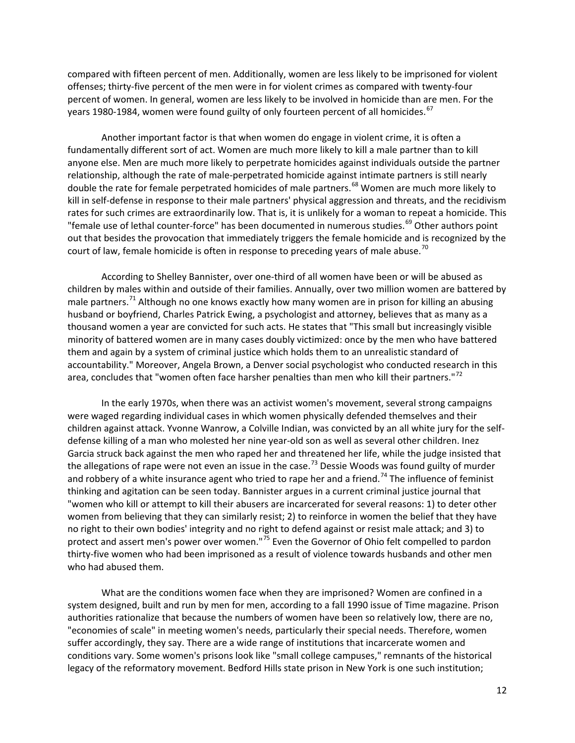compared with fifteen percent of men. Additionally, women are less likely to be imprisoned for violent offenses; thirty-five percent of the men were in for violent crimes as compared with twenty-four percent of women. In general, women are less likely to be involved in homicide than are men. For the years 1980-1984, women were found guilty of only fourteen percent of all homicides.[67]

Another important factor is that when women do engage in violent crime, it is often a fundamentally different sort of act. Women are much more likely to kill a male partner than to kill anyone else. Men are much more likely to perpetrate homicides against individuals outside the partner relationship, although the rate of male-perpetrated homicide against intimate partners is still nearly double the rate for female perpetrated homicides of male partners.[68] Women are much more likely to kill in self-defense in response to their male partners' physical aggression and threats, and the recidivism rates for such crimes are extraordinarily low. That is, it is unlikely for a woman to repeat a homicide. This "female use of lethal counter-force" has been documented in numerous studies.[69] Other authors point out that besides the provocation that immediately triggers the female homicide and is recognized by the court of law, female homicide is often in response to preceding years of male abuse.[70]

According to Shelley Bannister, over one-third of all women have been or will be abused as children by males within and outside of their families. Annually, over two million women are battered by male partners.[71] Although no one knows exactly how many women are in prison for killing an abusing husband or boyfriend, Charles Patrick Ewing, a psychologist and attorney, believes that as many as a thousand women a year are convicted for such acts. He states that "This small but increasingly visible minority of battered women are in many cases doubly victimized: once by the men who have battered them and again by a system of criminal justice which holds them to an unrealistic standard of accountability." Moreover, Angela Brown, a Denver social psychologist who conducted research in this area, concludes that "women often face harsher penalties than men who kill their partners."[72]

In the early 1970s, when there was an activist women's movement, several strong campaigns were waged regarding individual cases in which women physically defended themselves and their children against attack. Yvonne Wanrow, a Colville Indian, was convicted by an all white jury for the self-defense killing of a man who molested her nine year-old son as well as several other children. Inez Garcia struck back against the men who raped her and threatened her life, while the judge insisted that the allegations of rape were not even an issue in the case.[73] Dessie Woods was found guilty of murder and robbery of a white insurance agent who tried to rape her and a friend.[74] The influence of feminist thinking and agitation can be seen today. Bannister argues in a current criminal justice journal that "women who kill or attempt to kill their abusers are incarcerated for several reasons: 1) to deter other women from believing that they can similarly resist; 2) to reinforce in women the belief that they have no right to their own bodies' integrity and no right to defend against or resist male attack; and 3) to protect and assert men's power over women."[75] Even the Governor of Ohio felt compelled to pardon thirty-five women who had been imprisoned as a result of violence towards husbands and other men who had abused them.

What are the conditions women face when they are imprisoned? Women are confined in a system designed, built and run by men for men, according to a fall 1990 issue of Time magazine. Prison authorities rationalize that because the numbers of women have been so relatively low, there are no, "economies of scale" in meeting women's needs, particularly their special needs. Therefore, women suffer accordingly, they say. There are a wide range of institutions that incarcerate women and conditions vary. Some women's prisons look like "small college campuses," remnants of the historical legacy of the reformatory movement. Bedford Hills state prison in New York is one such institution;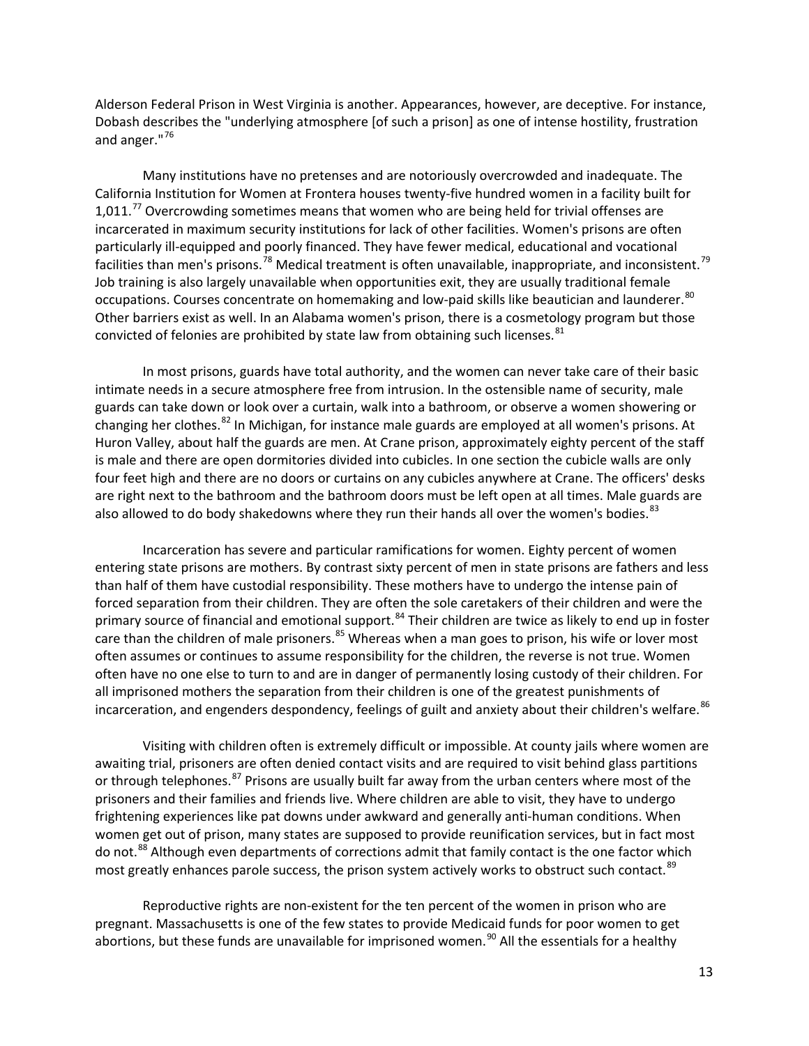Alderson Federal Prison in West Virginia is another. Appearances, however, are deceptive. For instance, Dobash describes the "underlying atmosphere [of such a prison] as one of intense hostility, frustration and anger."[76]

Many institutions have no pretenses and are notoriously overcrowded and inadequate. The California Institution for Women at Frontera houses twenty-five hundred women in a facility built for 1,011.[77] Overcrowding sometimes means that women who are being held for trivial offenses are incarcerated in maximum security institutions for lack of other facilities. Women's prisons are often particularly ill-equipped and poorly financed. They have fewer medical, educational and vocational facilities than men's prisons.[78] Medical treatment is often unavailable, inappropriate, and inconsistent.[79] Job training is also largely unavailable when opportunities exit, they are usually traditional female occupations. Courses concentrate on homemaking and low-paid skills like beautician and launderer.[80] Other barriers exist as well. In an Alabama women's prison, there is a cosmetology program but those convicted of felonies are prohibited by state law from obtaining such licenses.[81]

In most prisons, guards have total authority, and the women can never take care of their basic intimate needs in a secure atmosphere free from intrusion. In the ostensible name of security, male guards can take down or look over a curtain, walk into a bathroom, or observe a women showering or changing her clothes.[82] In Michigan, for instance male guards are employed at all women's prisons. At Huron Valley, about half the guards are men. At Crane prison, approximately eighty percent of the staff is male and there are open dormitories divided into cubicles. In one section the cubicle walls are only four feet high and there are no doors or curtains on any cubicles anywhere at Crane. The officers' desks are right next to the bathroom and the bathroom doors must be left open at all times. Male guards are also allowed to do body shakedowns where they run their hands all over the women's bodies.[83]

Incarceration has severe and particular ramifications for women. Eighty percent of women entering state prisons are mothers. By contrast sixty percent of men in state prisons are fathers and less than half of them have custodial responsibility. These mothers have to undergo the intense pain of forced separation from their children. They are often the sole caretakers of their children and were the primary source of financial and emotional support.[84] Their children are twice as likely to end up in foster care than the children of male prisoners.[85] Whereas when a man goes to prison, his wife or lover most often assumes or continues to assume responsibility for the children, the reverse is not true. Women often have no one else to turn to and are in danger of permanently losing custody of their children. For all imprisoned mothers the separation from their children is one of the greatest punishments of incarceration, and engenders despondency, feelings of guilt and anxiety about their children's welfare.[86]

Visiting with children often is extremely difficult or impossible. At county jails where women are awaiting trial, prisoners are often denied contact visits and are required to visit behind glass partitions or through telephones.[87] Prisons are usually built far away from the urban centers where most of the prisoners and their families and friends live. Where children are able to visit, they have to undergo frightening experiences like pat downs under awkward and generally anti-human conditions. When women get out of prison, many states are supposed to provide reunification services, but in fact most do not.[88] Although even departments of corrections admit that family contact is the one factor which most greatly enhances parole success, the prison system actively works to obstruct such contact.[89]

Reproductive rights are non-existent for the ten percent of the women in prison who are pregnant. Massachusetts is one of the few states to provide Medicaid funds for poor women to get abortions, but these funds are unavailable for imprisoned women.[90] All the essentials for a healthy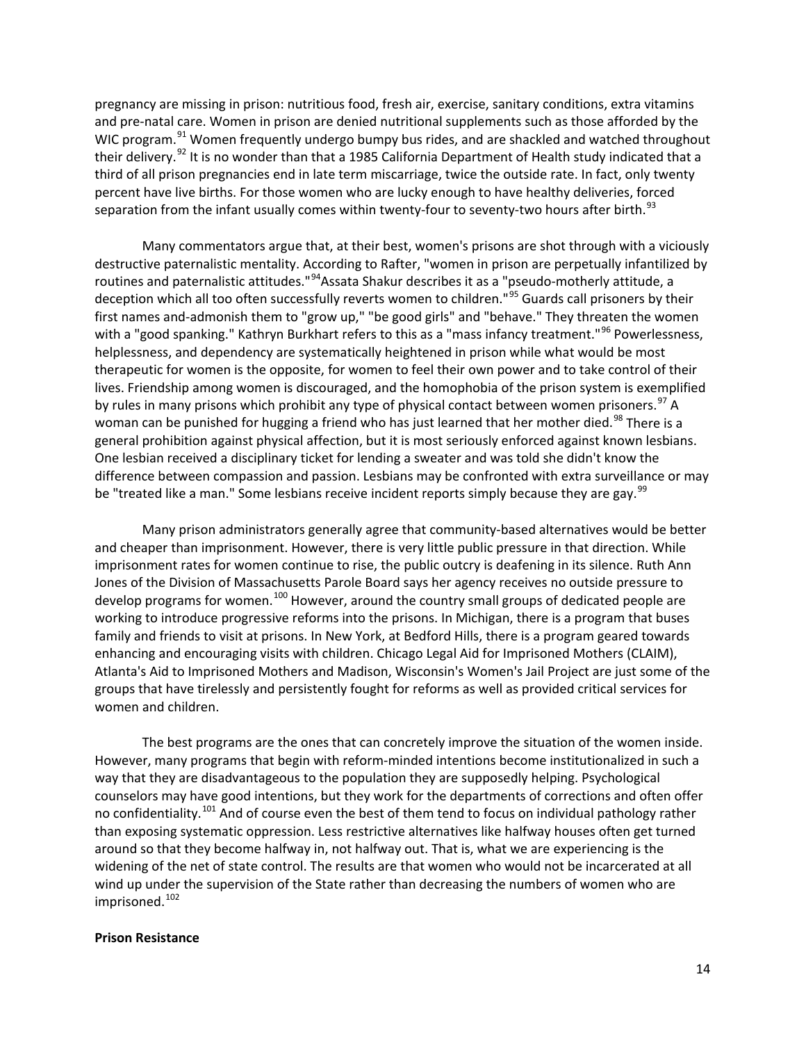pregnancy are missing in prison: nutritious food, fresh air, exercise, sanitary conditions, extra vitamins and pre-natal care. Women in prison are denied nutritional supplements such as those afforded by the WIC program.[91] Women frequently undergo bumpy bus rides, and are shackled and watched throughout their delivery.[92] It is no wonder than that a 1985 California Department of Health study indicated that a third of all prison pregnancies end in late term miscarriage, twice the outside rate. In fact, only twenty percent have live births. For those women who are lucky enough to have healthy deliveries, forced separation from the infant usually comes within twenty-four to seventy-two hours after birth.[93]

Many commentators argue that, at their best, women's prisons are shot through with a viciously destructive paternalistic mentality. According to Rafter, "women in prison are perpetually infantilized by routines and paternalistic attitudes."[94]Assata Shakur describes it as a "pseudo-motherly attitude, a deception which all too often successfully reverts women to children."[95] Guards call prisoners by their first names and-admonish them to "grow up," "be good girls" and "behave." They threaten the women with a "good spanking." Kathryn Burkhart refers to this as a "mass infancy treatment."[96] Powerlessness, helplessness, and dependency are systematically heightened in prison while what would be most therapeutic for women is the opposite, for women to feel their own power and to take control of their lives. Friendship among women is discouraged, and the homophobia of the prison system is exemplified by rules in many prisons which prohibit any type of physical contact between women prisoners.[97] A woman can be punished for hugging a friend who has just learned that her mother died.[98] There is a general prohibition against physical affection, but it is most seriously enforced against known lesbians. One lesbian received a disciplinary ticket for lending a sweater and was told she didn't know the difference between compassion and passion. Lesbians may be confronted with extra surveillance or may be "treated like a man." Some lesbians receive incident reports simply because they are gay.[99]

Many prison administrators generally agree that community-based alternatives would be better and cheaper than imprisonment. However, there is very little public pressure in that direction. While imprisonment rates for women continue to rise, the public outcry is deafening in its silence. Ruth Ann Jones of the Division of Massachusetts Parole Board says her agency receives no outside pressure to develop programs for women.[100] However, around the country small groups of dedicated people are working to introduce progressive reforms into the prisons. In Michigan, there is a program that buses family and friends to visit at prisons. In New York, at Bedford Hills, there is a program geared towards enhancing and encouraging visits with children. Chicago Legal Aid for Imprisoned Mothers (CLAIM), Atlanta's Aid to Imprisoned Mothers and Madison, Wisconsin's Women's Jail Project are just some of the groups that have tirelessly and persistently fought for reforms as well as provided critical services for women and children.

The best programs are the ones that can concretely improve the situation of the women inside. However, many programs that begin with reform-minded intentions become institutionalized in such a way that they are disadvantageous to the population they are supposedly helping. Psychological counselors may have good intentions, but they work for the departments of corrections and often offer no confidentiality.[101] And of course even the best of them tend to focus on individual pathology rather than exposing systematic oppression. Less restrictive alternatives like halfway houses often get turned around so that they become halfway in, not halfway out. That is, what we are experiencing is the widening of the net of state control. The results are that women who would not be incarcerated at all wind up under the supervision of the State rather than decreasing the numbers of women who are imprisoned.[102]

**Prison Resistance**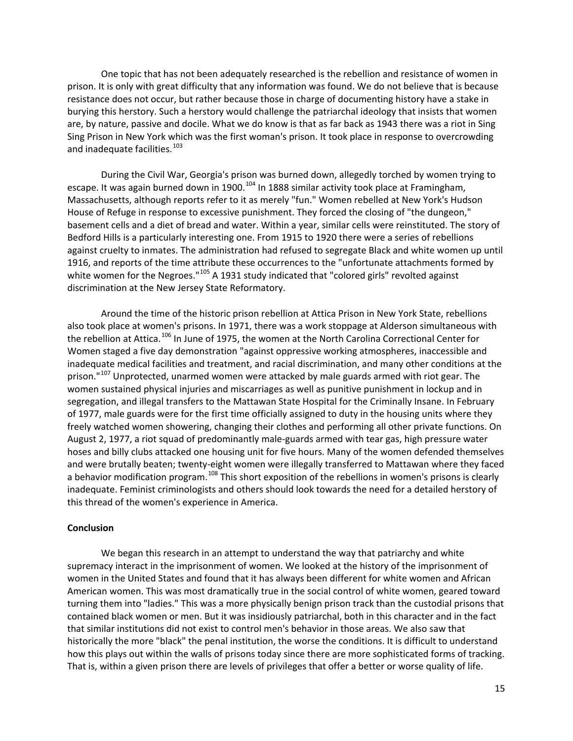One topic that has not been adequately researched is the rebellion and resistance of women in prison. It is only with great difficulty that any information was found. We do not believe that is because resistance does not occur, but rather because those in charge of documenting history have a stake in burying this herstory. Such a herstory would challenge the patriarchal ideology that insists that women are, by nature, passive and docile. What we do know is that as far back as 1943 there was a riot in Sing Sing Prison in New York which was the first woman's prison. It took place in response to overcrowding and inadequate facilities.[103]

During the Civil War, Georgia's prison was burned down, allegedly torched by women trying to escape. It was again burned down in 1900.[104] In 1888 similar activity took place at Framingham, Massachusetts, although reports refer to it as merely "fun." Women rebelled at New York's Hudson House of Refuge in response to excessive punishment. They forced the closing of "the dungeon," basement cells and a diet of bread and water. Within a year, similar cells were reinstituted. The story of Bedford Hills is a particularly interesting one. From 1915 to 1920 there were a series of rebellions against cruelty to inmates. The administration had refused to segregate Black and white women up until 1916, and reports of the time attribute these occurrences to the "unfortunate attachments formed by white women for the Negroes."[105] A 1931 study indicated that "colored girls" revolted against discrimination at the New Jersey State Reformatory.

Around the time of the historic prison rebellion at Attica Prison in New York State, rebellions also took place at women's prisons. In 1971, there was a work stoppage at Alderson simultaneous with the rebellion at Attica.[106] In June of 1975, the women at the North Carolina Correctional Center for Women staged a five day demonstration "against oppressive working atmospheres, inaccessible and inadequate medical facilities and treatment, and racial discrimination, and many other conditions at the prison."[107] Unprotected, unarmed women were attacked by male guards armed with riot gear. The women sustained physical injuries and miscarriages as well as punitive punishment in lockup and in segregation, and illegal transfers to the Mattawan State Hospital for the Criminally Insane. In February of 1977, male guards were for the first time officially assigned to duty in the housing units where they freely watched women showering, changing their clothes and performing all other private functions. On August 2, 1977, a riot squad of predominantly male-guards armed with tear gas, high pressure water hoses and billy clubs attacked one housing unit for five hours. Many of the women defended themselves and were brutally beaten; twenty-eight women were illegally transferred to Mattawan where they faced a behavior modification program.[108] This short exposition of the rebellions in women's prisons is clearly inadequate. Feminist criminologists and others should look towards the need for a detailed herstory of this thread of the women's experience in America.

**Conclusion**

We began this research in an attempt to understand the way that patriarchy and white supremacy interact in the imprisonment of women. We looked at the history of the imprisonment of women in the United States and found that it has always been different for white women and African American women. This was most dramatically true in the social control of white women, geared toward turning them into "ladies." This was a more physically benign prison track than the custodial prisons that contained black women or men. But it was insidiously patriarchal, both in this character and in the fact that similar institutions did not exist to control men's behavior in those areas. We also saw that historically the more "black" the penal institution, the worse the conditions. It is difficult to understand how this plays out within the walls of prisons today since there are more sophisticated forms of tracking. That is, within a given prison there are levels of privileges that offer a better or worse quality of life.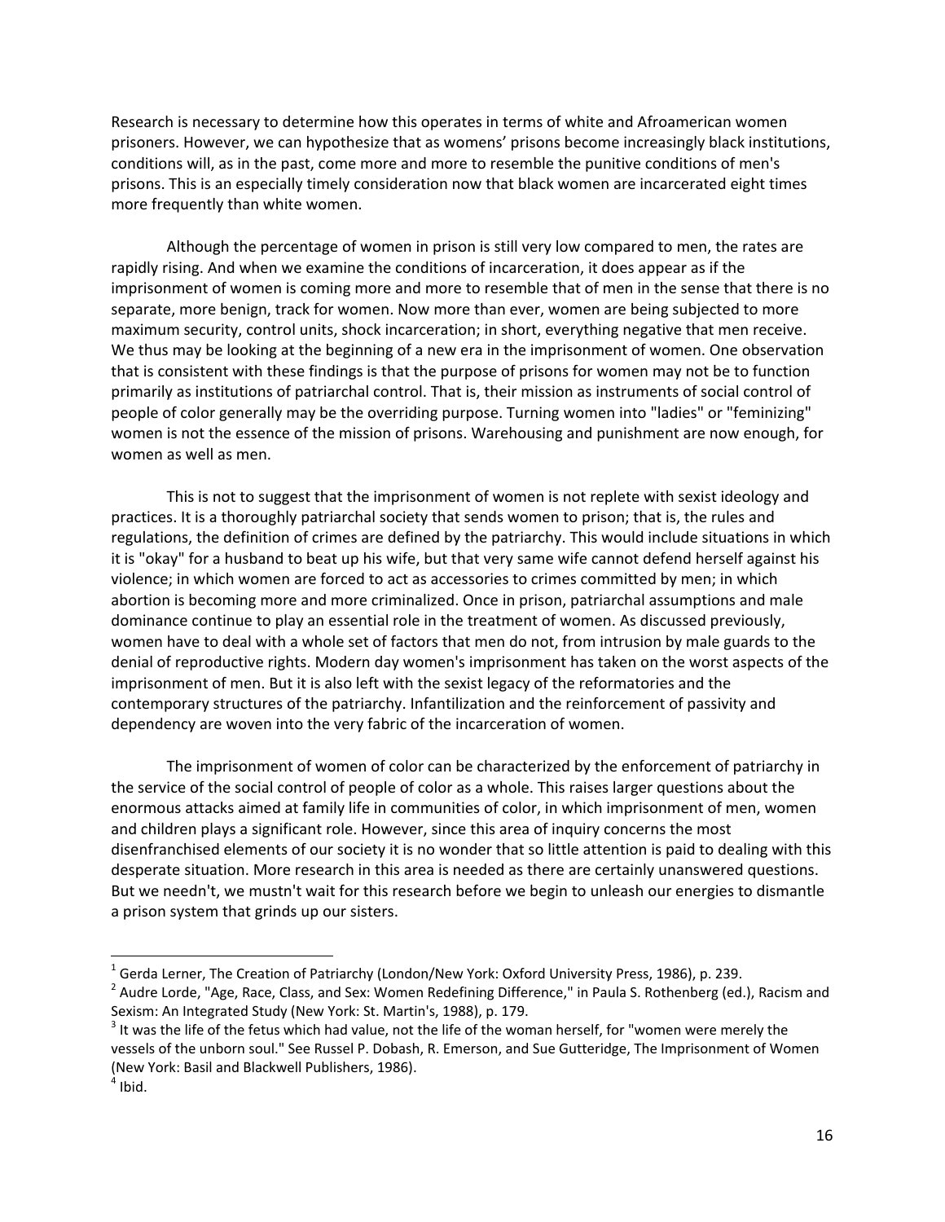Research is necessary to determine how this operates in terms of white and Afroamerican women prisoners. However, we can hypothesize that as womens' prisons become increasingly black institutions, conditions will, as in the past, come more and more to resemble the punitive conditions of men's prisons. This is an especially timely consideration now that black women are incarcerated eight times more frequently than white women.

Although the percentage of women in prison is still very low compared to men, the rates are rapidly rising. And when we examine the conditions of incarceration, it does appear as if the imprisonment of women is coming more and more to resemble that of men in the sense that there is no separate, more benign, track for women. Now more than ever, women are being subjected to more maximum security, control units, shock incarceration; in short, everything negative that men receive. We thus may be looking at the beginning of a new era in the imprisonment of women. One observation that is consistent with these findings is that the purpose of prisons for women may not be to function primarily as institutions of patriarchal control. That is, their mission as instruments of social control of people of color generally may be the overriding purpose. Turning women into "ladies" or "feminizing" women is not the essence of the mission of prisons. Warehousing and punishment are now enough, for women as well as men.

This is not to suggest that the imprisonment of women is not replete with sexist ideology and practices. It is a thoroughly patriarchal society that sends women to prison; that is, the rules and regulations, the definition of crimes are defined by the patriarchy. This would include situations in which it is "okay" for a husband to beat up his wife, but that very same wife cannot defend herself against his violence; in which women are forced to act as accessories to crimes committed by men; in which abortion is becoming more and more criminalized. Once in prison, patriarchal assumptions and male dominance continue to play an essential role in the treatment of women. As discussed previously, women have to deal with a whole set of factors that men do not, from intrusion by male guards to the denial of reproductive rights. Modern day women's imprisonment has taken on the worst aspects of the imprisonment of men. But it is also left with the sexist legacy of the reformatories and the contemporary structures of the patriarchy. Infantilization and the reinforcement of passivity and dependency are woven into the very fabric of the incarceration of women.

The imprisonment of women of color can be characterized by the enforcement of patriarchy in the service of the social control of people of color as a whole. This raises larger questions about the enormous attacks aimed at family life in communities of color, in which imprisonment of men, women and children plays a significant role. However, since this area of inquiry concerns the most disenfranchised elements of our society it is no wonder that so little attention is paid to dealing with this desperate situation. More research in this area is needed as there are certainly unanswered questions. But we needn't, we mustn't wait for this research before we begin to unleash our energies to dismantle a prison system that grinds up our sisters.

---

[1] Gerda Lerner, The Creation of Patriarchy (London/New York: Oxford University Press, 1986), p. 239.

[2] Audre Lorde, "Age, Race, Class, and Sex: Women Redefining Difference," in Paula S. Rothenberg (ed.), Racism and Sexism: An Integrated Study (New York: St. Martin's, 1988), p. 179.

[3] It was the life of the fetus which had value, not the life of the woman herself, for "women were merely the vessels of the unborn soul." See Russel P. Dobash, R. Emerson, and Sue Gutteridge, The Imprisonment of Women (New York: Basil and Blackwell Publishers, 1986).

[4] Ibid.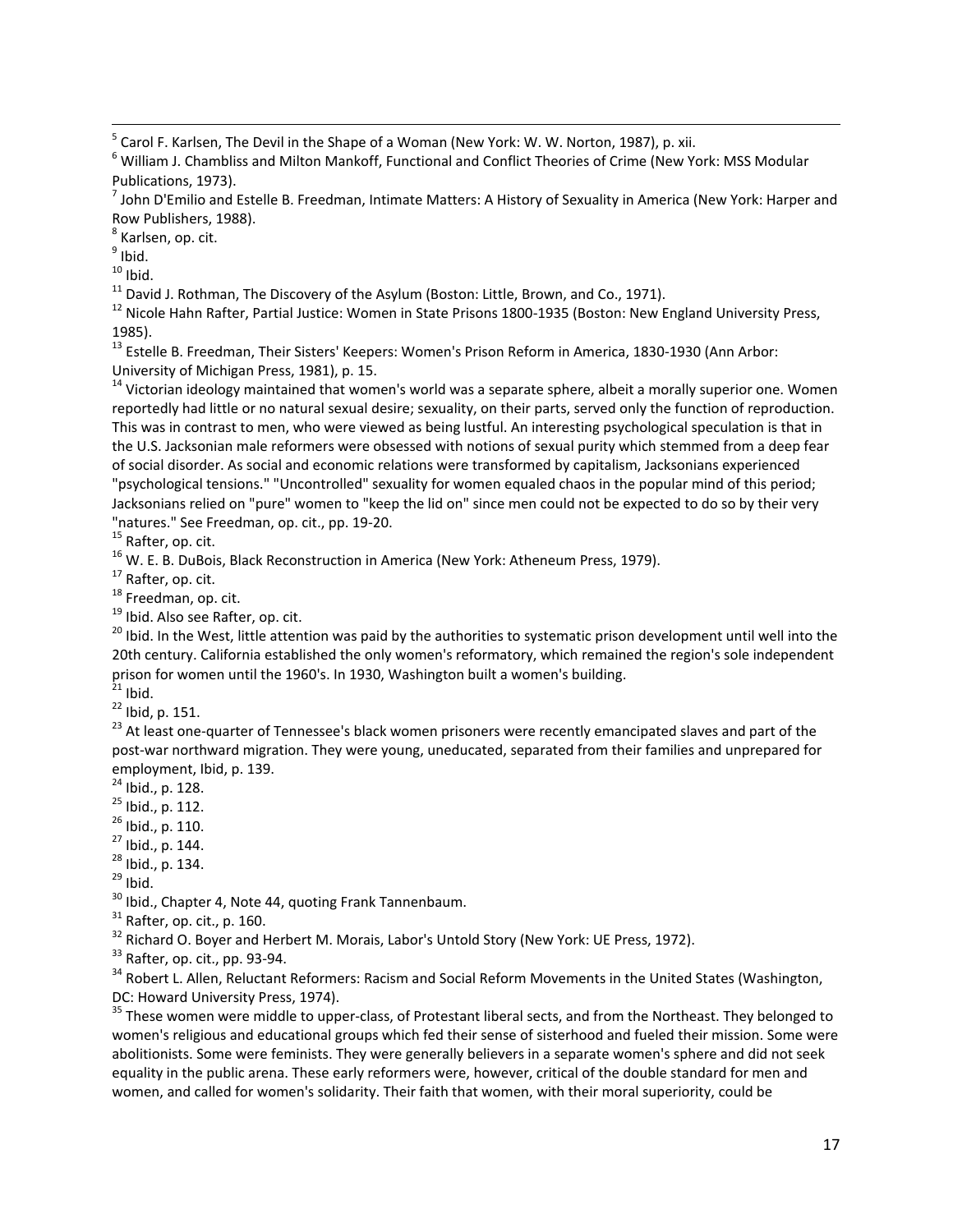[5] Carol F. Karlsen, The Devil in the Shape of a Woman (New York: W. W. Norton, 1987), p. xii.

[6] William J. Chambliss and Milton Mankoff, Functional and Conflict Theories of Crime (New York: MSS Modular Publications, 1973).

[7] John D'Emilio and Estelle B. Freedman, Intimate Matters: A History of Sexuality in America (New York: Harper and Row Publishers, 1988).

[8] Karlsen, op. cit.

[9] Ibid.

[10] Ibid.

[11] David J. Rothman, The Discovery of the Asylum (Boston: Little, Brown, and Co., 1971).

[12] Nicole Hahn Rafter, Partial Justice: Women in State Prisons 1800-1935 (Boston: New England University Press, 1985).

[13] Estelle B. Freedman, Their Sisters' Keepers: Women's Prison Reform in America, 1830-1930 (Ann Arbor: University of Michigan Press, 1981), p. 15.

[14] Victorian ideology maintained that women's world was a separate sphere, albeit a morally superior one. Women reportedly had little or no natural sexual desire; sexuality, on their parts, served only the function of reproduction. This was in contrast to men, who were viewed as being lustful. An interesting psychological speculation is that in the U.S. Jacksonian male reformers were obsessed with notions of sexual purity which stemmed from a deep fear of social disorder. As social and economic relations were transformed by capitalism, Jacksonians experienced "psychological tensions." "Uncontrolled" sexuality for women equaled chaos in the popular mind of this period; Jacksonians relied on "pure" women to "keep the lid on" since men could not be expected to do so by their very "natures." See Freedman, op. cit., pp. 19-20.

[15] Rafter, op. cit.

[16] W. E. B. DuBois, Black Reconstruction in America (New York: Atheneum Press, 1979).

[17] Rafter, op. cit.

[18] Freedman, op. cit.

[19] Ibid. Also see Rafter, op. cit.

[20] Ibid. In the West, little attention was paid by the authorities to systematic prison development until well into the 20th century. California established the only women's reformatory, which remained the region's sole independent prison for women until the 1960's. In 1930, Washington built a women's building.

[21] Ibid.

[22] Ibid, p. 151.

[23] At least one-quarter of Tennessee's black women prisoners were recently emancipated slaves and part of the post-war northward migration. They were young, uneducated, separated from their families and unprepared for employment, Ibid, p. 139.

[24] Ibid., p. 128.

[25] Ibid., p. 112.

[26] Ibid., p. 110.

[27] Ibid., p. 144.

[28] Ibid., p. 134.

[29] Ibid.

[30] Ibid., Chapter 4, Note 44, quoting Frank Tannenbaum.

[31] Rafter, op. cit., p. 160.

[32] Richard O. Boyer and Herbert M. Morais, Labor's Untold Story (New York: UE Press, 1972).

[33] Rafter, op. cit., pp. 93-94.

[34] Robert L. Allen, Reluctant Reformers: Racism and Social Reform Movements in the United States (Washington, DC: Howard University Press, 1974).

[35] These women were middle to upper-class, of Protestant liberal sects, and from the Northeast. They belonged to women's religious and educational groups which fed their sense of sisterhood and fueled their mission. Some were abolitionists. Some were feminists. They were generally believers in a separate women's sphere and did not seek equality in the public arena. These early reformers were, however, critical of the double standard for men and women, and called for women's solidarity. Their faith that women, with their moral superiority, could be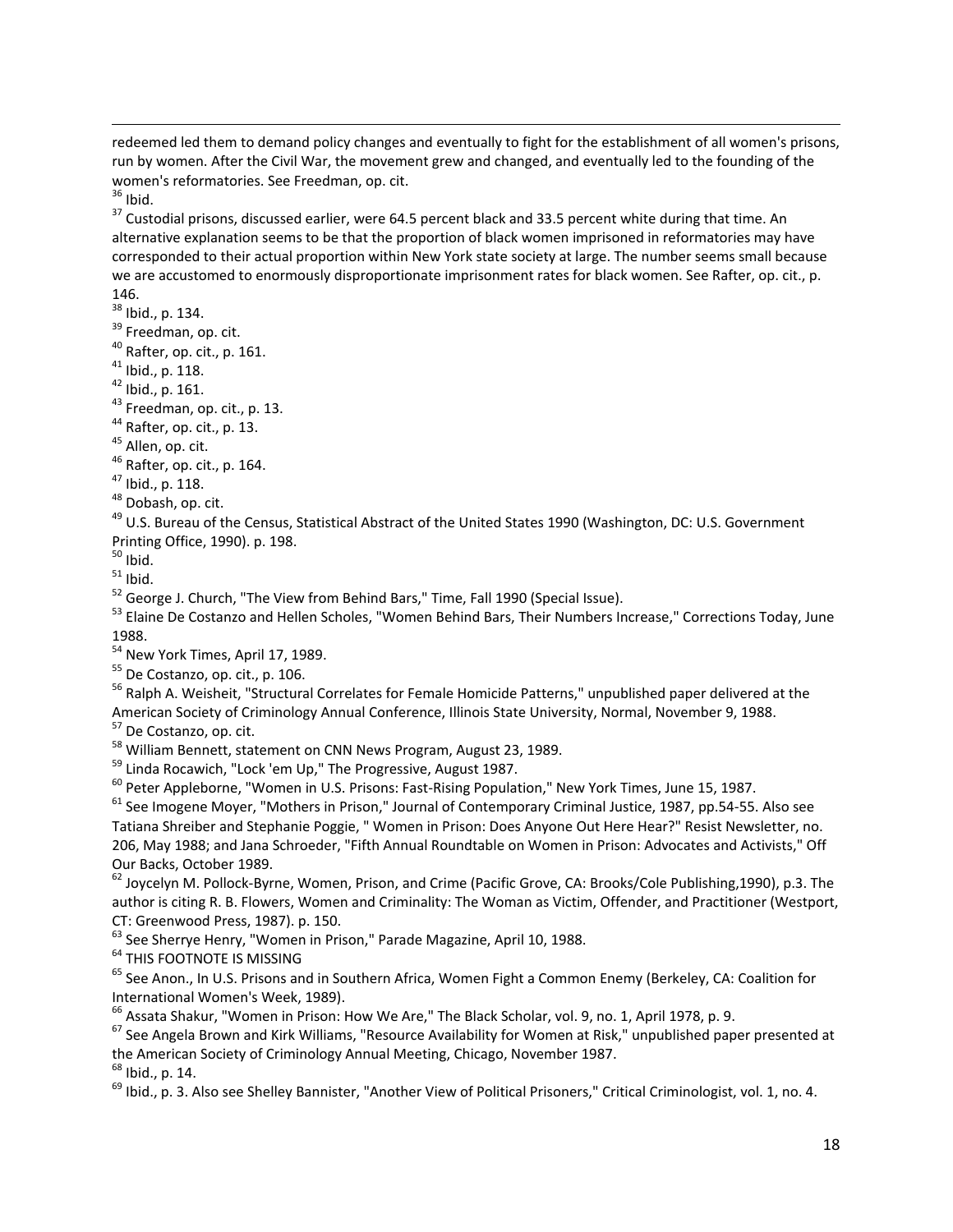redeemed led them to demand policy changes and eventually to fight for the establishment of all women's prisons, run by women. After the Civil War, the movement grew and changed, and eventually led to the founding of the women's reformatories. See Freedman, op. cit.

[36] Ibid.

[37] Custodial prisons, discussed earlier, were 64.5 percent black and 33.5 percent white during that time. An alternative explanation seems to be that the proportion of black women imprisoned in reformatories may have corresponded to their actual proportion within New York state society at large. The number seems small because we are accustomed to enormously disproportionate imprisonment rates for black women. See Rafter, op. cit., p. 146.

[38] Ibid., p. 134.

[39] Freedman, op. cit.

[40] Rafter, op. cit., p. 161.

[41] Ibid., p. 118.

[42] Ibid., p. 161.

[43] Freedman, op. cit., p. 13.

[44] Rafter, op. cit., p. 13.

[45] Allen, op. cit.

[46] Rafter, op. cit., p. 164.

[47] Ibid., p. 118.

[48] Dobash, op. cit.

[49] U.S. Bureau of the Census, Statistical Abstract of the United States 1990 (Washington, DC: U.S. Government Printing Office, 1990). p. 198.

[50] Ibid.

[51] Ibid.

[52] George J. Church, "The View from Behind Bars," Time, Fall 1990 (Special Issue).

[53] Elaine De Costanzo and Hellen Scholes, "Women Behind Bars, Their Numbers Increase," Corrections Today, June 1988.

[54] New York Times, April 17, 1989.

[55] De Costanzo, op. cit., p. 106.

[56] Ralph A. Weisheit, "Structural Correlates for Female Homicide Patterns," unpublished paper delivered at the American Society of Criminology Annual Conference, Illinois State University, Normal, November 9, 1988.

[57] De Costanzo, op. cit.

[58] William Bennett, statement on CNN News Program, August 23, 1989.

[59] Linda Rocawich, "Lock 'em Up," The Progressive, August 1987.

[60] Peter Appleborne, "Women in U.S. Prisons: Fast-Rising Population," New York Times, June 15, 1987.

[61] See Imogene Moyer, "Mothers in Prison," Journal of Contemporary Criminal Justice, 1987, pp.54-55. Also see Tatiana Shreiber and Stephanie Poggie, " Women in Prison: Does Anyone Out Here Hear?" Resist Newsletter, no. 206, May 1988; and Jana Schroeder, "Fifth Annual Roundtable on Women in Prison: Advocates and Activists," Off Our Backs, October 1989.

[62] Joycelyn M. Pollock-Byrne, Women, Prison, and Crime (Pacific Grove, CA: Brooks/Cole Publishing,1990), p.3. The author is citing R. B. Flowers, Women and Criminality: The Woman as Victim, Offender, and Practitioner (Westport, CT: Greenwood Press, 1987). p. 150.

[63] See Sherrye Henry, "Women in Prison," Parade Magazine, April 10, 1988.

[64] THIS FOOTNOTE IS MISSING

[65] See Anon., In U.S. Prisons and in Southern Africa, Women Fight a Common Enemy (Berkeley, CA: Coalition for International Women's Week, 1989).

[66] Assata Shakur, "Women in Prison: How We Are," The Black Scholar, vol. 9, no. 1, April 1978, p. 9.

[67] See Angela Brown and Kirk Williams, "Resource Availability for Women at Risk," unpublished paper presented at the American Society of Criminology Annual Meeting, Chicago, November 1987.

[68] Ibid., p. 14.

[69] Ibid., p. 3. Also see Shelley Bannister, "Another View of Political Prisoners," Critical Criminologist, vol. 1, no. 4.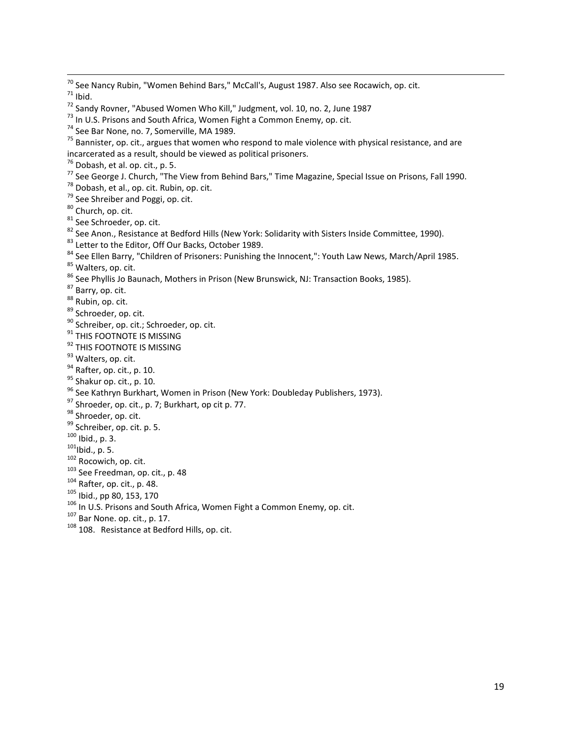[70] See Nancy Rubin, "Women Behind Bars," McCall's, August 1987. Also see Rocawich, op. cit.

[71] Ibid.

[72] Sandy Rovner, "Abused Women Who Kill," Judgment, vol. 10, no. 2, June 1987

[73] In U.S. Prisons and South Africa, Women Fight a Common Enemy, op. cit.

[74] See Bar None, no. 7, Somerville, MA 1989.

[75] Bannister, op. cit., argues that women who respond to male violence with physical resistance, and are incarcerated as a result, should be viewed as political prisoners.

[76] Dobash, et al. op. cit., p. 5.

[77] See George J. Church, "The View from Behind Bars," Time Magazine, Special Issue on Prisons, Fall 1990.

[78] Dobash, et al., op. cit. Rubin, op. cit.

[79] See Shreiber and Poggi, op. cit.

[80] Church, op. cit.

[81] See Schroeder, op. cit.

[82] See Anon., Resistance at Bedford Hills (New York: Solidarity with Sisters Inside Committee, 1990).

[83] Letter to the Editor, Off Our Backs, October 1989.

[84] See Ellen Barry, "Children of Prisoners: Punishing the Innocent,": Youth Law News, March/April 1985.

[85] Walters, op. cit.

[86] See Phyllis Jo Baunach, Mothers in Prison (New Brunswick, NJ: Transaction Books, 1985).

[87] Barry, op. cit.

[88] Rubin, op. cit.

[89] Schroeder, op. cit.

[90] Schreiber, op. cit.; Schroeder, op. cit.

[91] THIS FOOTNOTE IS MISSING

[92] THIS FOOTNOTE IS MISSING

[93] Walters, op. cit.

[94] Rafter, op. cit., p. 10.

[95] Shakur op. cit., p. 10.

[96] See Kathryn Burkhart, Women in Prison (New York: Doubleday Publishers, 1973).

[97] Shroeder, op. cit., p. 7; Burkhart, op cit p. 77.

[98] Shroeder, op. cit.

[99] Schreiber, op. cit. p. 5.

[100] Ibid., p. 3.

[101] Ibid., p. 5.

[102] Rocowich, op. cit.

[103] See Freedman, op. cit., p. 48

[104] Rafter, op. cit., p. 48.

[105] Ibid., pp 80, 153, 170

[106] In U.S. Prisons and South Africa, Women Fight a Common Enemy, op. cit.

[107] Bar None. op. cit., p. 17.

[108] 108. Resistance at Bedford Hills, op. cit.